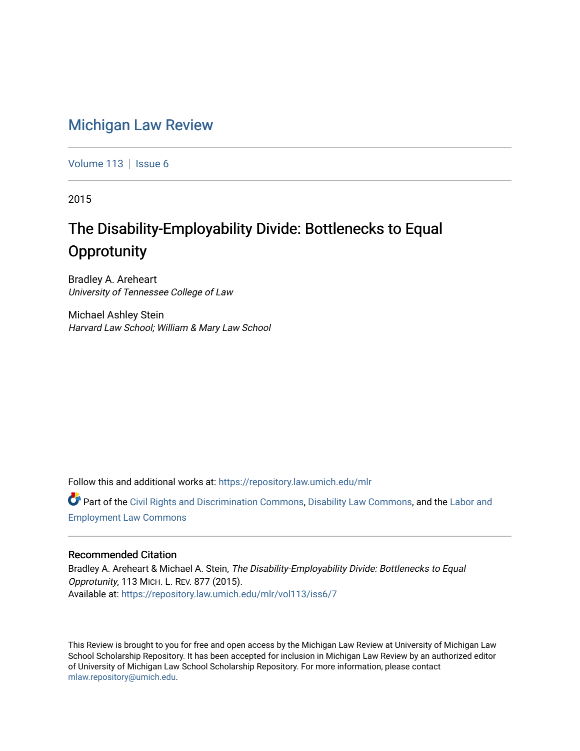# Michigan Law Review

Volume 113 | Issue 6

2015

## The Disability-Employability Divide: Bottlenecks to Equal Opprotunity

Bradley A. Areheart
*University of Tennessee College of Law*

Michael Ashley Stein
*Harvard Law School; William & Mary Law School*

Follow this and additional works at: https://repository.law.umich.edu/mlr

Part of the Civil Rights and Discrimination Commons, Disability Law Commons, and the Labor and Employment Law Commons

### Recommended Citation

Bradley A. Areheart & Michael A. Stein, *The Disability-Employability Divide: Bottlenecks to Equal Opprotunity*, 113 MICH. L. REV. 877 (2015).
Available at: https://repository.law.umich.edu/mlr/vol113/iss6/7

This Review is brought to you for free and open access by the Michigan Law Review at University of Michigan Law School Scholarship Repository. It has been accepted for inclusion in Michigan Law Review by an authorized editor of University of Michigan Law School Scholarship Repository. For more information, please contact mlaw.repository@umich.edu.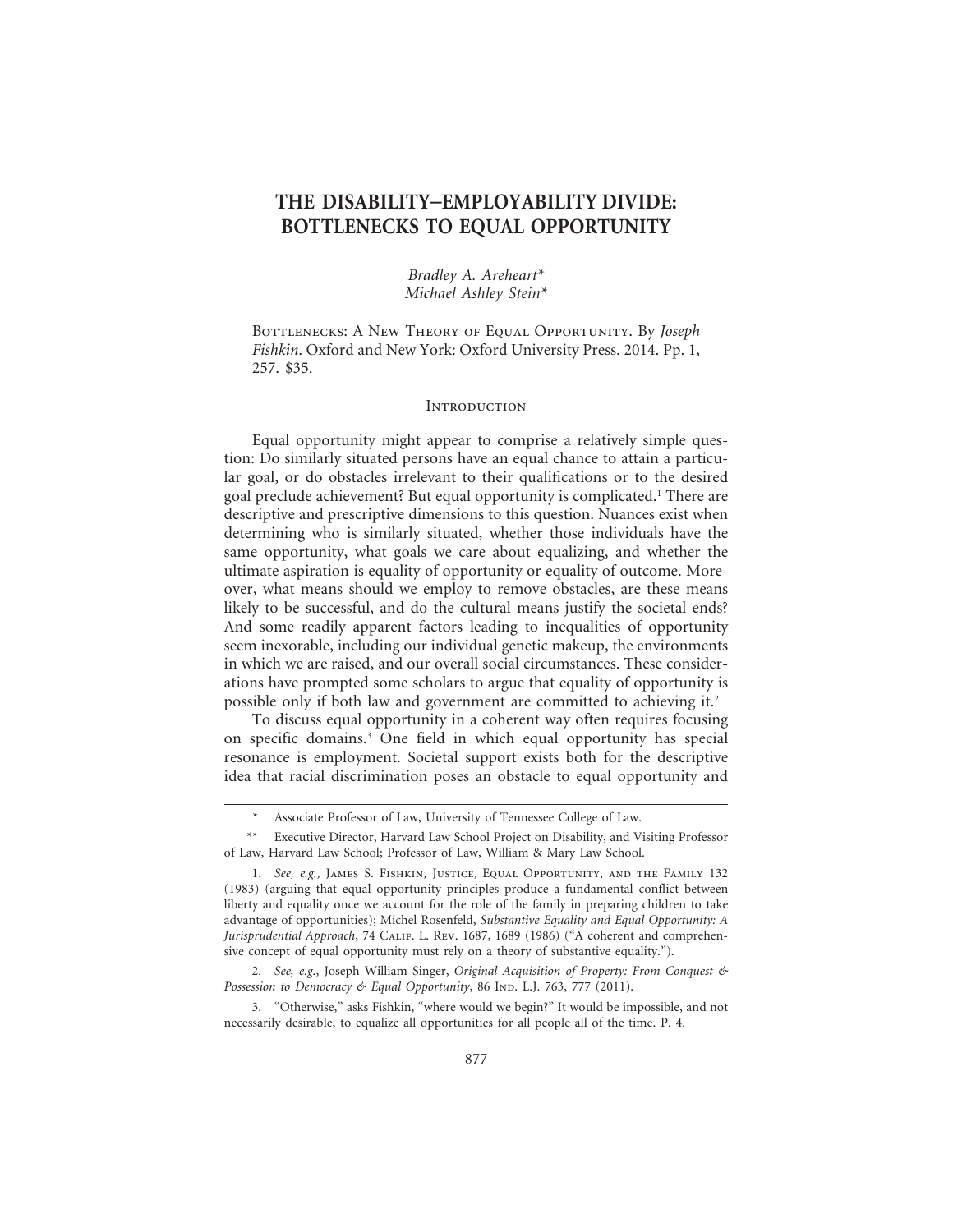# THE DISABILITY–EMPLOYABILITY DIVIDE: BOTTLENECKS TO EQUAL OPPORTUNITY

*Bradley A. Areheart\**
*Michael Ashley Stein\**

Bottlenecks: A New Theory of Equal Opportunity. By *Joseph Fishkin*. Oxford and New York: Oxford University Press. 2014. Pp. 1, 257. $35.

## Introduction

Equal opportunity might appear to comprise a relatively simple question: Do similarly situated persons have an equal chance to attain a particular goal, or do obstacles irrelevant to their qualifications or to the desired goal preclude achievement? But equal opportunity is complicated.[1] There are descriptive and prescriptive dimensions to this question. Nuances exist when determining who is similarly situated, whether those individuals have the same opportunity, what goals we care about equalizing, and whether the ultimate aspiration is equality of opportunity or equality of outcome. Moreover, what means should we employ to remove obstacles, are these means likely to be successful, and do the cultural means justify the societal ends? And some readily apparent factors leading to inequalities of opportunity seem inexorable, including our individual genetic makeup, the environments in which we are raised, and our overall social circumstances. These considerations have prompted some scholars to argue that equality of opportunity is possible only if both law and government are committed to achieving it.[2]

To discuss equal opportunity in a coherent way often requires focusing on specific domains.[3] One field in which equal opportunity has special resonance is employment. Societal support exists both for the descriptive idea that racial discrimination poses an obstacle to equal opportunity and

---

\* Associate Professor of Law, University of Tennessee College of Law.

\*\* Executive Director, Harvard Law School Project on Disability, and Visiting Professor of Law, Harvard Law School; Professor of Law, William & Mary Law School.

1. *See, e.g.*, James S. Fishkin, Justice, Equal Opportunity, and the Family 132 (1983) (arguing that equal opportunity principles produce a fundamental conflict between liberty and equality once we account for the role of the family in preparing children to take advantage of opportunities); Michel Rosenfeld, *Substantive Equality and Equal Opportunity: A Jurisprudential Approach*, 74 Calif. L. Rev. 1687, 1689 (1986) ("A coherent and comprehensive concept of equal opportunity must rely on a theory of substantive equality.").

2. *See, e.g.*, Joseph William Singer, *Original Acquisition of Property: From Conquest & Possession to Democracy & Equal Opportunity*, 86 Ind. L.J. 763, 777 (2011).

3. "Otherwise," asks Fishkin, "where would we begin?" It would be impossible, and not necessarily desirable, to equalize all opportunities for all people all of the time. P. 4.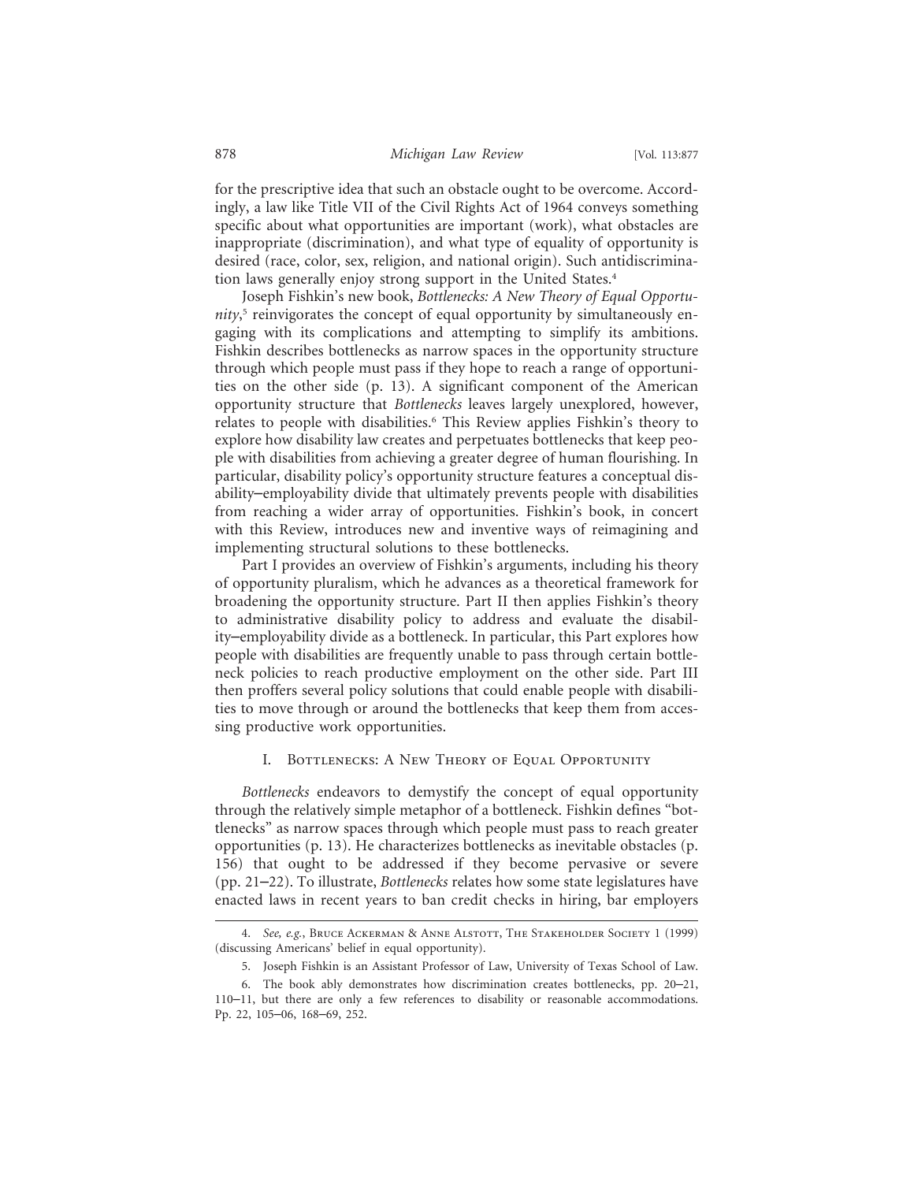for the prescriptive idea that such an obstacle ought to be overcome. Accordingly, a law like Title VII of the Civil Rights Act of 1964 conveys something specific about what opportunities are important (work), what obstacles are inappropriate (discrimination), and what type of equality of opportunity is desired (race, color, sex, religion, and national origin). Such antidiscrimination laws generally enjoy strong support in the United States.[4]

Joseph Fishkin's new book, *Bottlenecks: A New Theory of Equal Opportunity*,[5] reinvigorates the concept of equal opportunity by simultaneously engaging with its complications and attempting to simplify its ambitions. Fishkin describes bottlenecks as narrow spaces in the opportunity structure through which people must pass if they hope to reach a range of opportunities on the other side (p. 13). A significant component of the American opportunity structure that *Bottlenecks* leaves largely unexplored, however, relates to people with disabilities.[6] This Review applies Fishkin's theory to explore how disability law creates and perpetuates bottlenecks that keep people with disabilities from achieving a greater degree of human flourishing. In particular, disability policy's opportunity structure features a conceptual disability–employability divide that ultimately prevents people with disabilities from reaching a wider array of opportunities. Fishkin's book, in concert with this Review, introduces new and inventive ways of reimagining and implementing structural solutions to these bottlenecks.

Part I provides an overview of Fishkin's arguments, including his theory of opportunity pluralism, which he advances as a theoretical framework for broadening the opportunity structure. Part II then applies Fishkin's theory to administrative disability policy to address and evaluate the disability–employability divide as a bottleneck. In particular, this Part explores how people with disabilities are frequently unable to pass through certain bottleneck policies to reach productive employment on the other side. Part III then proffers several policy solutions that could enable people with disabilities to move through or around the bottlenecks that keep them from accessing productive work opportunities.

## I. Bottlenecks: A New Theory of Equal Opportunity

*Bottlenecks* endeavors to demystify the concept of equal opportunity through the relatively simple metaphor of a bottleneck. Fishkin defines "bottlenecks" as narrow spaces through which people must pass to reach greater opportunities (p. 13). He characterizes bottlenecks as inevitable obstacles (p. 156) that ought to be addressed if they become pervasive or severe (pp. 21–22). To illustrate, *Bottlenecks* relates how some state legislatures have enacted laws in recent years to ban credit checks in hiring, bar employers

---

4. *See, e.g.*, Bruce Ackerman & Anne Alstott, The Stakeholder Society 1 (1999) (discussing Americans' belief in equal opportunity).

5. Joseph Fishkin is an Assistant Professor of Law, University of Texas School of Law.

6. The book ably demonstrates how discrimination creates bottlenecks, pp. 20–21, 110–11, but there are only a few references to disability or reasonable accommodations. Pp. 22, 105–06, 168–69, 252.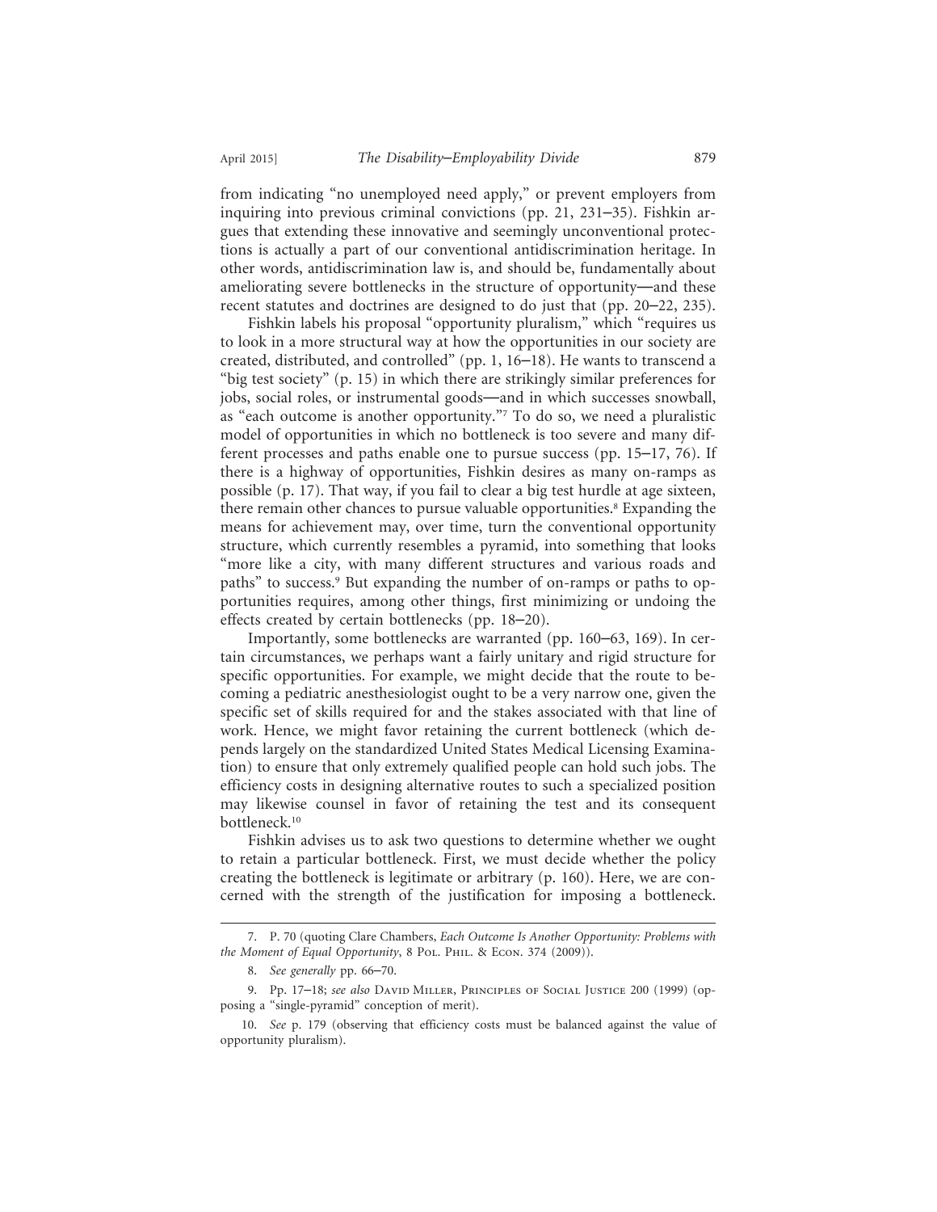from indicating "no unemployed need apply," or prevent employers from inquiring into previous criminal convictions (pp. 21, 231–35). Fishkin argues that extending these innovative and seemingly unconventional protections is actually a part of our conventional antidiscrimination heritage. In other words, antidiscrimination law is, and should be, fundamentally about ameliorating severe bottlenecks in the structure of opportunity—and these recent statutes and doctrines are designed to do just that (pp. 20–22, 235).

Fishkin labels his proposal "opportunity pluralism," which "requires us to look in a more structural way at how the opportunities in our society are created, distributed, and controlled" (pp. 1, 16–18). He wants to transcend a "big test society" (p. 15) in which there are strikingly similar preferences for jobs, social roles, or instrumental goods—and in which successes snowball, as "each outcome is another opportunity."[7] To do so, we need a pluralistic model of opportunities in which no bottleneck is too severe and many different processes and paths enable one to pursue success (pp. 15–17, 76). If there is a highway of opportunities, Fishkin desires as many on-ramps as possible (p. 17). That way, if you fail to clear a big test hurdle at age sixteen, there remain other chances to pursue valuable opportunities.[8] Expanding the means for achievement may, over time, turn the conventional opportunity structure, which currently resembles a pyramid, into something that looks "more like a city, with many different structures and various roads and paths" to success.[9] But expanding the number of on-ramps or paths to opportunities requires, among other things, first minimizing or undoing the effects created by certain bottlenecks (pp. 18–20).

Importantly, some bottlenecks are warranted (pp. 160–63, 169). In certain circumstances, we perhaps want a fairly unitary and rigid structure for specific opportunities. For example, we might decide that the route to becoming a pediatric anesthesiologist ought to be a very narrow one, given the specific set of skills required for and the stakes associated with that line of work. Hence, we might favor retaining the current bottleneck (which depends largely on the standardized United States Medical Licensing Examination) to ensure that only extremely qualified people can hold such jobs. The efficiency costs in designing alternative routes to such a specialized position may likewise counsel in favor of retaining the test and its consequent bottleneck.[10]

Fishkin advises us to ask two questions to determine whether we ought to retain a particular bottleneck. First, we must decide whether the policy creating the bottleneck is legitimate or arbitrary (p. 160). Here, we are concerned with the strength of the justification for imposing a bottleneck.

---

7. P. 70 (quoting Clare Chambers, *Each Outcome Is Another Opportunity: Problems with the Moment of Equal Opportunity*, 8 Pol. Phil. & Econ. 374 (2009)).

8. *See generally* pp. 66–70.

9. Pp. 17–18; *see also* David Miller, Principles of Social Justice 200 (1999) (opposing a "single-pyramid" conception of merit).

10. *See* p. 179 (observing that efficiency costs must be balanced against the value of opportunity pluralism).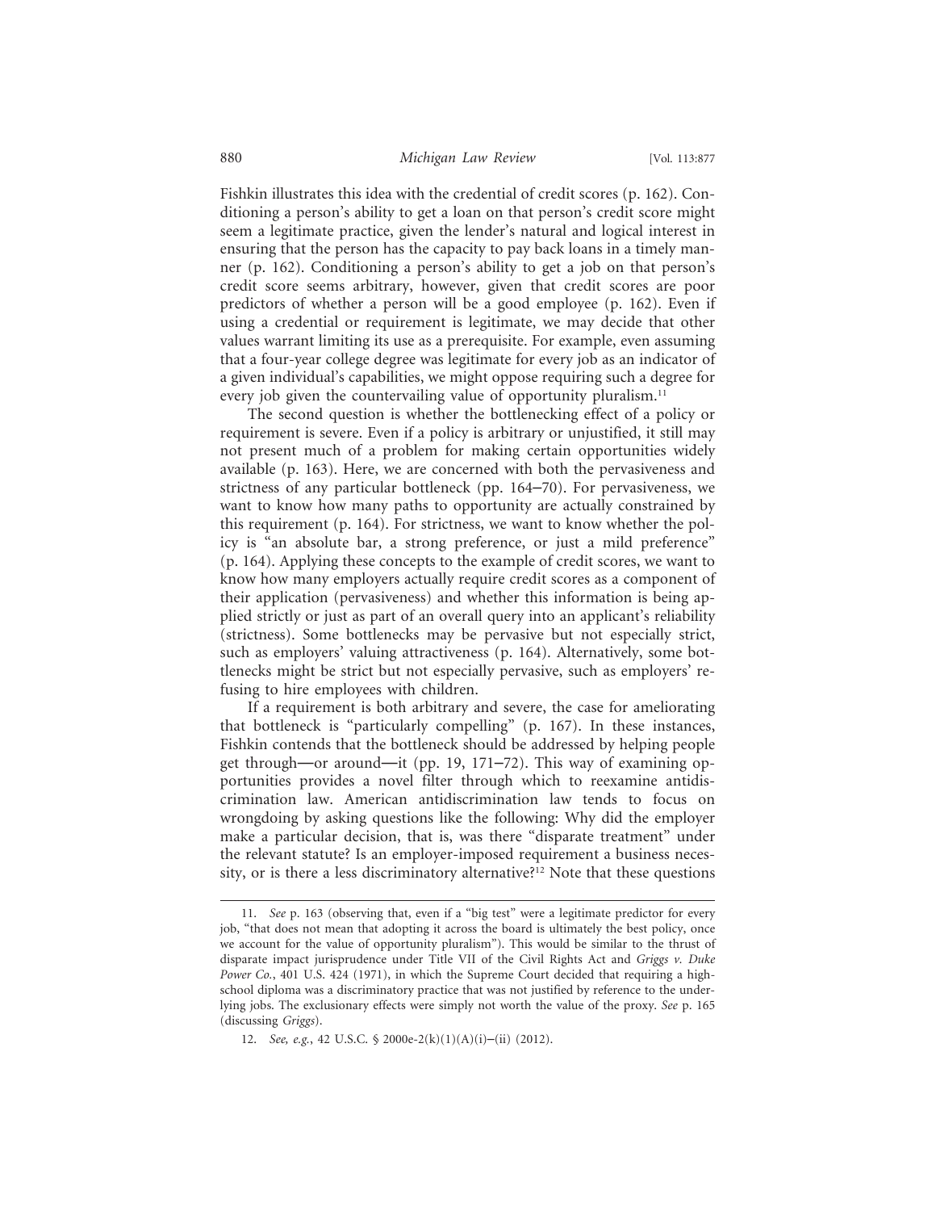Fishkin illustrates this idea with the credential of credit scores (p. 162). Conditioning a person's ability to get a loan on that person's credit score might seem a legitimate practice, given the lender's natural and logical interest in ensuring that the person has the capacity to pay back loans in a timely manner (p. 162). Conditioning a person's ability to get a job on that person's credit score seems arbitrary, however, given that credit scores are poor predictors of whether a person will be a good employee (p. 162). Even if using a credential or requirement is legitimate, we may decide that other values warrant limiting its use as a prerequisite. For example, even assuming that a four-year college degree was legitimate for every job as an indicator of a given individual's capabilities, we might oppose requiring such a degree for every job given the countervailing value of opportunity pluralism.[11]

The second question is whether the bottlenecking effect of a policy or requirement is severe. Even if a policy is arbitrary or unjustified, it still may not present much of a problem for making certain opportunities widely available (p. 163). Here, we are concerned with both the pervasiveness and strictness of any particular bottleneck (pp. 164–70). For pervasiveness, we want to know how many paths to opportunity are actually constrained by this requirement (p. 164). For strictness, we want to know whether the policy is "an absolute bar, a strong preference, or just a mild preference" (p. 164). Applying these concepts to the example of credit scores, we want to know how many employers actually require credit scores as a component of their application (pervasiveness) and whether this information is being applied strictly or just as part of an overall query into an applicant's reliability (strictness). Some bottlenecks may be pervasive but not especially strict, such as employers' valuing attractiveness (p. 164). Alternatively, some bottlenecks might be strict but not especially pervasive, such as employers' refusing to hire employees with children.

If a requirement is both arbitrary and severe, the case for ameliorating that bottleneck is "particularly compelling" (p. 167). In these instances, Fishkin contends that the bottleneck should be addressed by helping people get through—or around—it (pp. 19, 171–72). This way of examining opportunities provides a novel filter through which to reexamine antidiscrimination law. American antidiscrimination law tends to focus on wrongdoing by asking questions like the following: Why did the employer make a particular decision, that is, was there "disparate treatment" under the relevant statute? Is an employer-imposed requirement a business necessity, or is there a less discriminatory alternative?[12] Note that these questions

11. *See* p. 163 (observing that, even if a "big test" were a legitimate predictor for every job, "that does not mean that adopting it across the board is ultimately the best policy, once we account for the value of opportunity pluralism"). This would be similar to the thrust of disparate impact jurisprudence under Title VII of the Civil Rights Act and *Griggs v. Duke Power Co.*, 401 U.S. 424 (1971), in which the Supreme Court decided that requiring a high-school diploma was a discriminatory practice that was not justified by reference to the underlying jobs. The exclusionary effects were simply not worth the value of the proxy. *See* p. 165 (discussing *Griggs*).

12. *See, e.g.*, 42 U.S.C. § 2000e-2(k)(1)(A)(i)–(ii) (2012).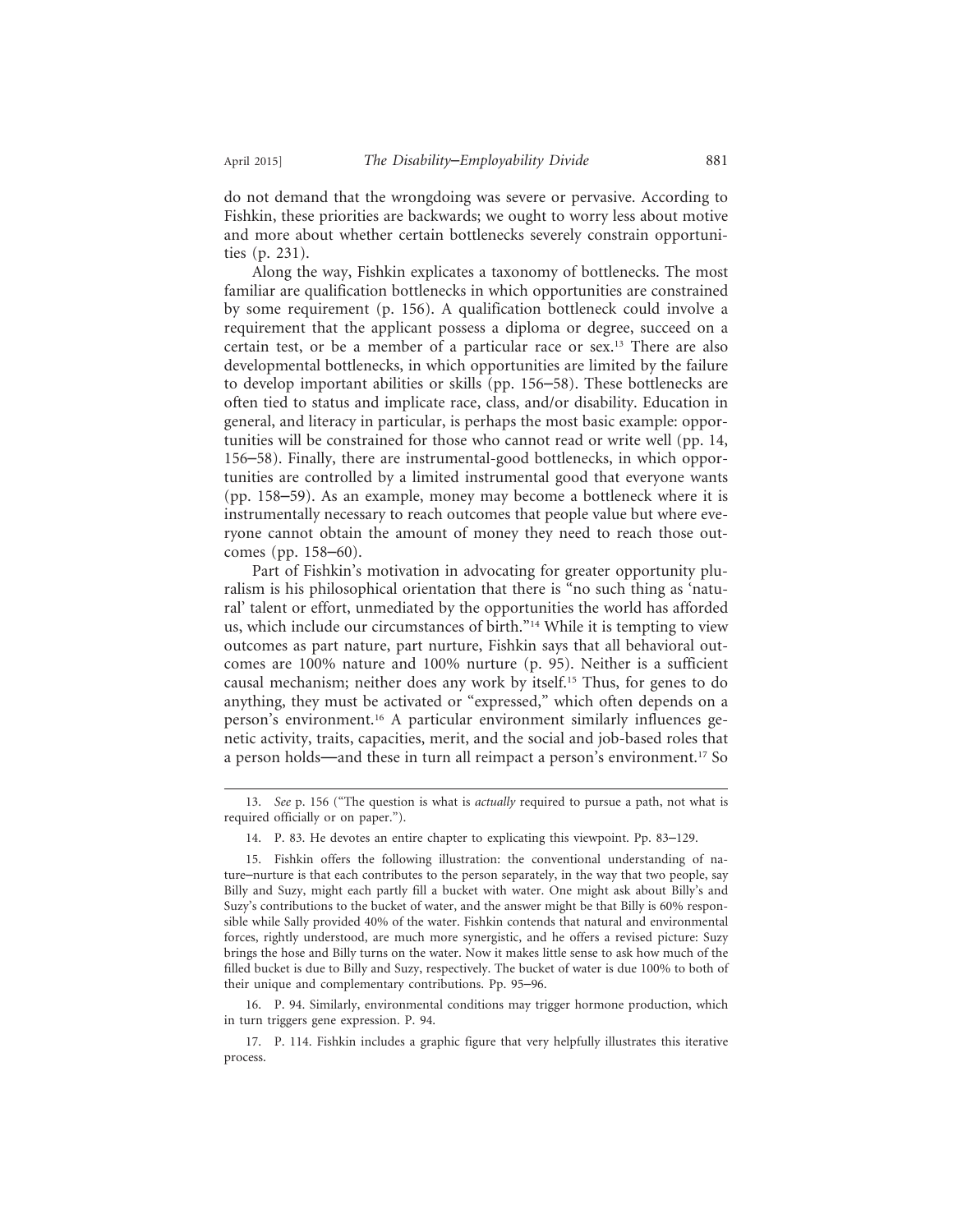do not demand that the wrongdoing was severe or pervasive. According to Fishkin, these priorities are backwards; we ought to worry less about motive and more about whether certain bottlenecks severely constrain opportunities (p. 231).

Along the way, Fishkin explicates a taxonomy of bottlenecks. The most familiar are qualification bottlenecks in which opportunities are constrained by some requirement (p. 156). A qualification bottleneck could involve a requirement that the applicant possess a diploma or degree, succeed on a certain test, or be a member of a particular race or sex.[13] There are also developmental bottlenecks, in which opportunities are limited by the failure to develop important abilities or skills (pp. 156–58). These bottlenecks are often tied to status and implicate race, class, and/or disability. Education in general, and literacy in particular, is perhaps the most basic example: opportunities will be constrained for those who cannot read or write well (pp. 14, 156–58). Finally, there are instrumental-good bottlenecks, in which opportunities are controlled by a limited instrumental good that everyone wants (pp. 158–59). As an example, money may become a bottleneck where it is instrumentally necessary to reach outcomes that people value but where everyone cannot obtain the amount of money they need to reach those outcomes (pp. 158–60).

Part of Fishkin's motivation in advocating for greater opportunity pluralism is his philosophical orientation that there is "no such thing as 'natural' talent or effort, unmediated by the opportunities the world has afforded us, which include our circumstances of birth."[14] While it is tempting to view outcomes as part nature, part nurture, Fishkin says that all behavioral outcomes are 100% nature and 100% nurture (p. 95). Neither is a sufficient causal mechanism; neither does any work by itself.[15] Thus, for genes to do anything, they must be activated or "expressed," which often depends on a person's environment.[16] A particular environment similarly influences genetic activity, traits, capacities, merit, and the social and job-based roles that a person holds—and these in turn all reimpact a person's environment.[17] So

13. *See* p. 156 ("The question is what is *actually* required to pursue a path, not what is required officially or on paper.").

14. P. 83. He devotes an entire chapter to explicating this viewpoint. Pp. 83–129.

15. Fishkin offers the following illustration: the conventional understanding of nature–nurture is that each contributes to the person separately, in the way that two people, say Billy and Suzy, might each partly fill a bucket with water. One might ask about Billy's and Suzy's contributions to the bucket of water, and the answer might be that Billy is 60% responsible while Sally provided 40% of the water. Fishkin contends that natural and environmental forces, rightly understood, are much more synergistic, and he offers a revised picture: Suzy brings the hose and Billy turns on the water. Now it makes little sense to ask how much of the filled bucket is due to Billy and Suzy, respectively. The bucket of water is due 100% to both of their unique and complementary contributions. Pp. 95–96.

16. P. 94. Similarly, environmental conditions may trigger hormone production, which in turn triggers gene expression. P. 94.

17. P. 114. Fishkin includes a graphic figure that very helpfully illustrates this iterative process.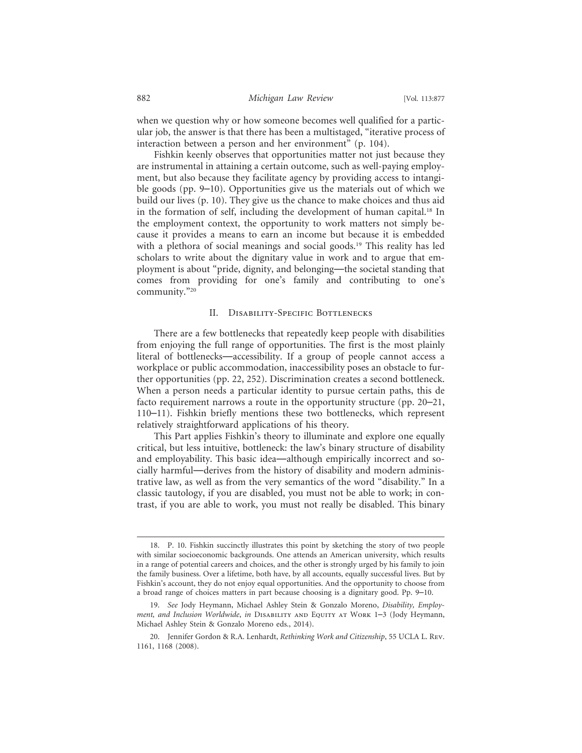when we question why or how someone becomes well qualified for a particular job, the answer is that there has been a multistaged, "iterative process of interaction between a person and her environment" (p. 104).

Fishkin keenly observes that opportunities matter not just because they are instrumental in attaining a certain outcome, such as well-paying employment, but also because they facilitate agency by providing access to intangible goods (pp. 9–10). Opportunities give us the materials out of which we build our lives (p. 10). They give us the chance to make choices and thus aid in the formation of self, including the development of human capital.[18] In the employment context, the opportunity to work matters not simply because it provides a means to earn an income but because it is embedded with a plethora of social meanings and social goods.[19] This reality has led scholars to write about the dignitary value in work and to argue that employment is about "pride, dignity, and belonging—the societal standing that comes from providing for one's family and contributing to one's community."[20]

## II. Disability-Specific Bottlenecks

There are a few bottlenecks that repeatedly keep people with disabilities from enjoying the full range of opportunities. The first is the most plainly literal of bottlenecks—accessibility. If a group of people cannot access a workplace or public accommodation, inaccessibility poses an obstacle to further opportunities (pp. 22, 252). Discrimination creates a second bottleneck. When a person needs a particular identity to pursue certain paths, this de facto requirement narrows a route in the opportunity structure (pp. 20–21, 110–11). Fishkin briefly mentions these two bottlenecks, which represent relatively straightforward applications of his theory.

This Part applies Fishkin's theory to illuminate and explore one equally critical, but less intuitive, bottleneck: the law's binary structure of disability and employability. This basic idea—although empirically incorrect and socially harmful—derives from the history of disability and modern administrative law, as well as from the very semantics of the word "disability." In a classic tautology, if you are disabled, you must not be able to work; in contrast, if you are able to work, you must not really be disabled. This binary

---

18. P. 10. Fishkin succinctly illustrates this point by sketching the story of two people with similar socioeconomic backgrounds. One attends an American university, which results in a range of potential careers and choices, and the other is strongly urged by his family to join the family business. Over a lifetime, both have, by all accounts, equally successful lives. But by Fishkin's account, they do not enjoy equal opportunities. And the opportunity to choose from a broad range of choices matters in part because choosing is a dignitary good. Pp. 9–10.

19. *See* Jody Heymann, Michael Ashley Stein & Gonzalo Moreno, *Disability, Employment, and Inclusion Worldwide*, *in* Disability and Equity at Work 1–3 (Jody Heymann, Michael Ashley Stein & Gonzalo Moreno eds., 2014).

20. Jennifer Gordon & R.A. Lenhardt, *Rethinking Work and Citizenship*, 55 UCLA L. Rev. 1161, 1168 (2008).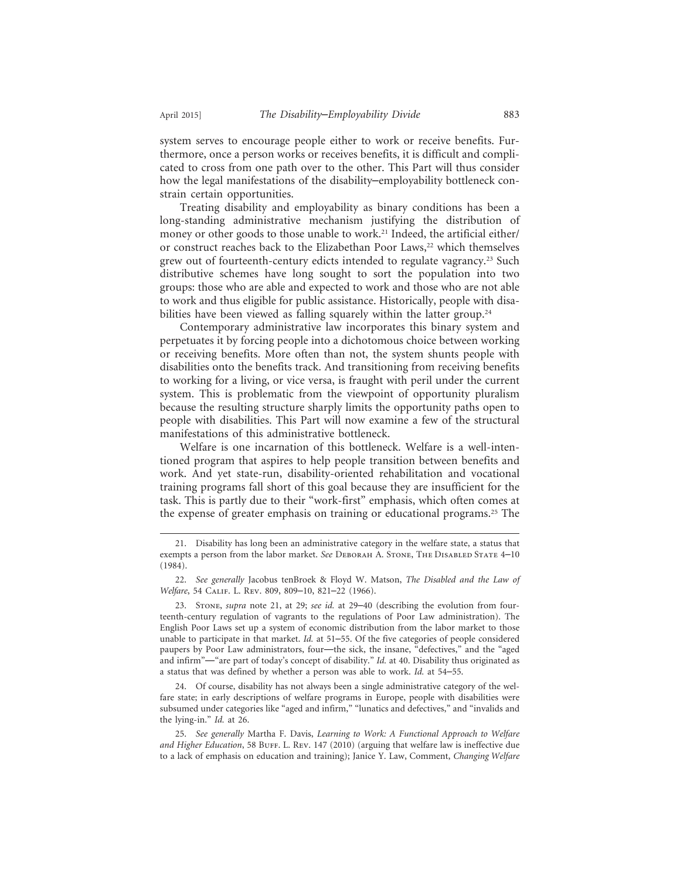system serves to encourage people either to work or receive benefits. Furthermore, once a person works or receives benefits, it is difficult and complicated to cross from one path over to the other. This Part will thus consider how the legal manifestations of the disability–employability bottleneck constrain certain opportunities.

Treating disability and employability as binary conditions has been a long-standing administrative mechanism justifying the distribution of money or other goods to those unable to work.[21] Indeed, the artificial either/or construct reaches back to the Elizabethan Poor Laws,[22] which themselves grew out of fourteenth-century edicts intended to regulate vagrancy.[23] Such distributive schemes have long sought to sort the population into two groups: those who are able and expected to work and those who are not able to work and thus eligible for public assistance. Historically, people with disabilities have been viewed as falling squarely within the latter group.[24]

Contemporary administrative law incorporates this binary system and perpetuates it by forcing people into a dichotomous choice between working or receiving benefits. More often than not, the system shunts people with disabilities onto the benefits track. And transitioning from receiving benefits to working for a living, or vice versa, is fraught with peril under the current system. This is problematic from the viewpoint of opportunity pluralism because the resulting structure sharply limits the opportunity paths open to people with disabilities. This Part will now examine a few of the structural manifestations of this administrative bottleneck.

Welfare is one incarnation of this bottleneck. Welfare is a well-intentioned program that aspires to help people transition between benefits and work. And yet state-run, disability-oriented rehabilitation and vocational training programs fall short of this goal because they are insufficient for the task. This is partly due to their "work-first" emphasis, which often comes at the expense of greater emphasis on training or educational programs.[25] The

---

21. Disability has long been an administrative category in the welfare state, a status that exempts a person from the labor market. *See* Deborah A. Stone, The Disabled State 4–10 (1984).

22. *See generally* Jacobus tenBroek & Floyd W. Matson, *The Disabled and the Law of Welfare*, 54 Calif. L. Rev. 809, 809–10, 821–22 (1966).

23. Stone, *supra* note 21, at 29; *see id.* at 29–40 (describing the evolution from fourteenth-century regulation of vagrants to the regulations of Poor Law administration). The English Poor Laws set up a system of economic distribution from the labor market to those unable to participate in that market. *Id.* at 51–55. Of the five categories of people considered paupers by Poor Law administrators, four—the sick, the insane, "defectives," and the "aged and infirm"—"are part of today's concept of disability." *Id.* at 40. Disability thus originated as a status that was defined by whether a person was able to work. *Id.* at 54–55.

24. Of course, disability has not always been a single administrative category of the welfare state; in early descriptions of welfare programs in Europe, people with disabilities were subsumed under categories like "aged and infirm," "lunatics and defectives," and "invalids and the lying-in." *Id.* at 26.

25. *See generally* Martha F. Davis, *Learning to Work: A Functional Approach to Welfare and Higher Education*, 58 Buff. L. Rev. 147 (2010) (arguing that welfare law is ineffective due to a lack of emphasis on education and training); Janice Y. Law, Comment, *Changing Welfare*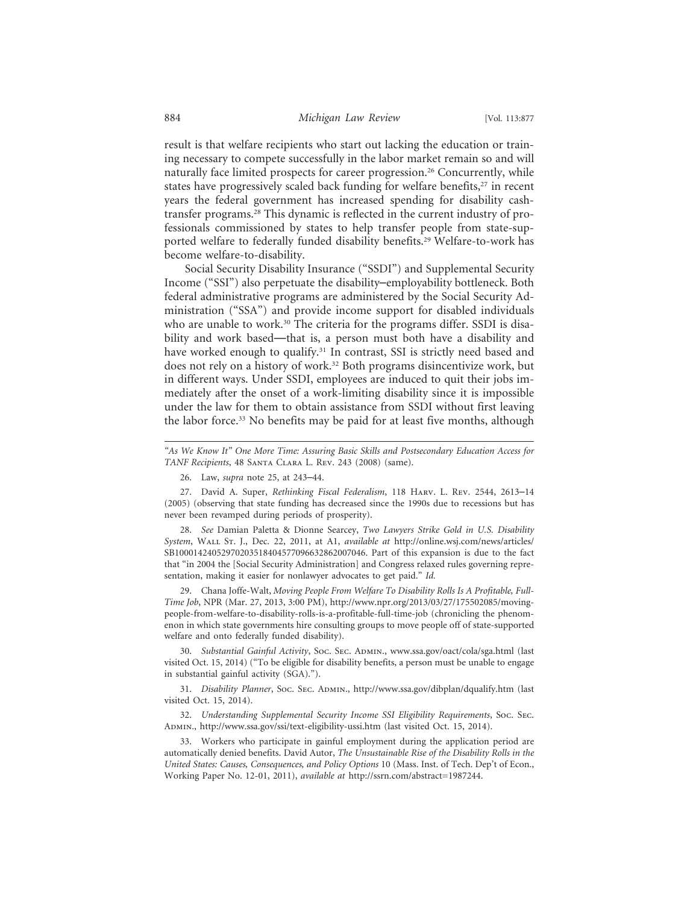result is that welfare recipients who start out lacking the education or training necessary to compete successfully in the labor market remain so and will naturally face limited prospects for career progression.[26] Concurrently, while states have progressively scaled back funding for welfare benefits,[27] in recent years the federal government has increased spending for disability cash-transfer programs.[28] This dynamic is reflected in the current industry of professionals commissioned by states to help transfer people from state-supported welfare to federally funded disability benefits.[29] Welfare-to-work has become welfare-to-disability.

Social Security Disability Insurance ("SSDI") and Supplemental Security Income ("SSI") also perpetuate the disability–employability bottleneck. Both federal administrative programs are administered by the Social Security Administration ("SSA") and provide income support for disabled individuals who are unable to work.[30] The criteria for the programs differ. SSDI is disability and work based—that is, a person must both have a disability and have worked enough to qualify.[31] In contrast, SSI is strictly need based and does not rely on a history of work.[32] Both programs disincentivize work, but in different ways. Under SSDI, employees are induced to quit their jobs immediately after the onset of a work-limiting disability since it is impossible under the law for them to obtain assistance from SSDI without first leaving the labor force.[33] No benefits may be paid for at least five months, although

---

*"As We Know It" One More Time: Assuring Basic Skills and Postsecondary Education Access for TANF Recipients*, 48 Santa Clara L. Rev. 243 (2008) (same).

26. Law, *supra* note 25, at 243–44.

27. David A. Super, *Rethinking Fiscal Federalism*, 118 Harv. L. Rev. 2544, 2613–14 (2005) (observing that state funding has decreased since the 1990s due to recessions but has never been revamped during periods of prosperity).

28. *See* Damian Paletta & Dionne Searcey, *Two Lawyers Strike Gold in U.S. Disability System*, Wall St. J., Dec. 22, 2011, at A1, *available at* http://online.wsj.com/news/articles/SB10001424052970203518404577096632862007046. Part of this expansion is due to the fact that "in 2004 the [Social Security Administration] and Congress relaxed rules governing representation, making it easier for nonlawyer advocates to get paid." *Id.*

29. Chana Joffe-Walt, *Moving People From Welfare To Disability Rolls Is A Profitable, Full-Time Job*, NPR (Mar. 27, 2013, 3:00 PM), http://www.npr.org/2013/03/27/175502085/moving-people-from-welfare-to-disability-rolls-is-a-profitable-full-time-job (chronicling the phenomenon in which state governments hire consulting groups to move people off of state-supported welfare and onto federally funded disability).

30. *Substantial Gainful Activity*, Soc. Sec. Admin., www.ssa.gov/oact/cola/sga.html (last visited Oct. 15, 2014) ("To be eligible for disability benefits, a person must be unable to engage in substantial gainful activity (SGA).").

31. *Disability Planner*, Soc. Sec. Admin., http://www.ssa.gov/dibplan/dqualify.htm (last visited Oct. 15, 2014).

32. *Understanding Supplemental Security Income SSI Eligibility Requirements*, Soc. Sec. Admin., http://www.ssa.gov/ssi/text-eligibility-ussi.htm (last visited Oct. 15, 2014).

33. Workers who participate in gainful employment during the application period are automatically denied benefits. David Autor, *The Unsustainable Rise of the Disability Rolls in the United States: Causes, Consequences, and Policy Options* 10 (Mass. Inst. of Tech. Dep't of Econ., Working Paper No. 12-01, 2011), *available at* http://ssrn.com/abstract=1987244.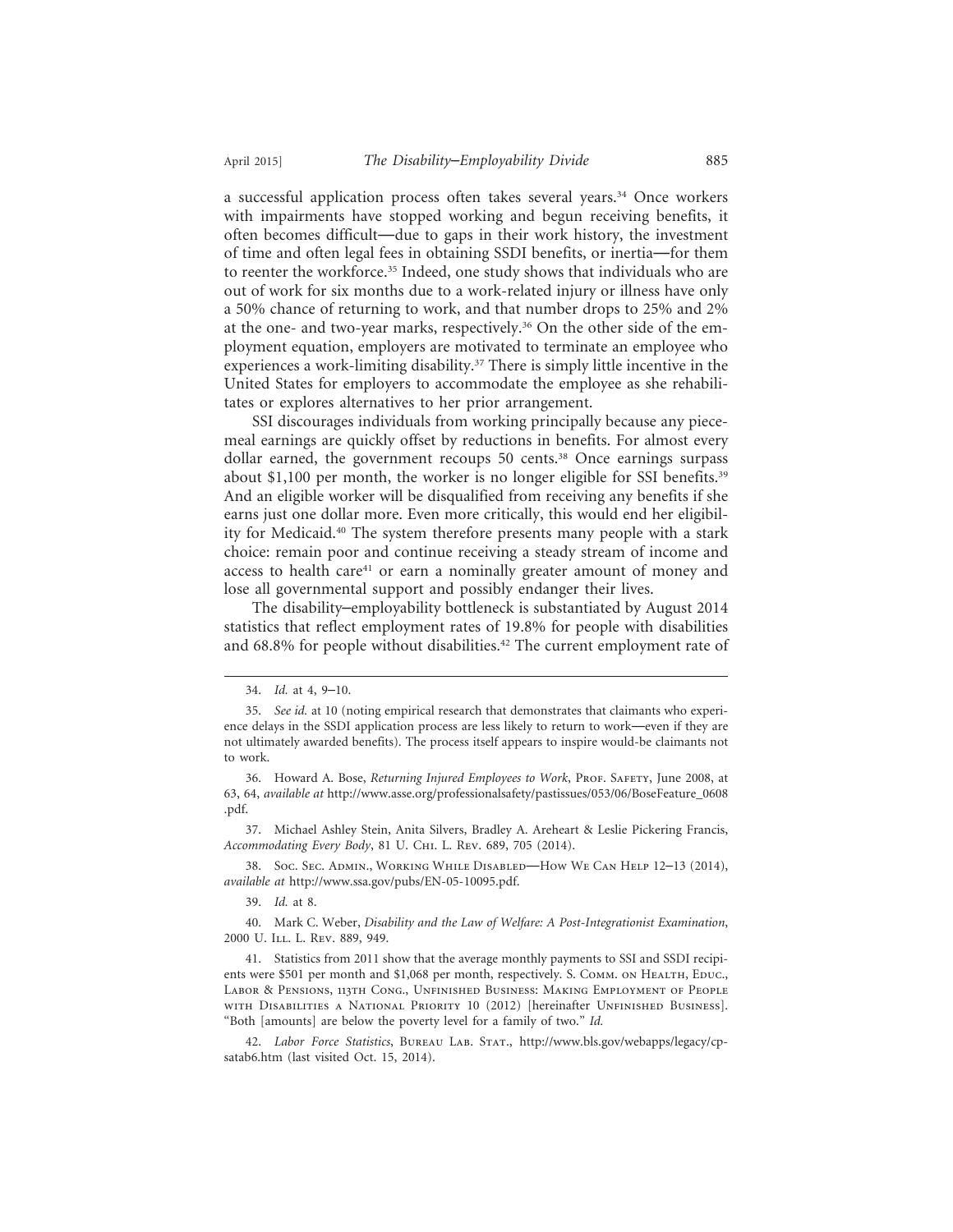a successful application process often takes several years.[34] Once workers with impairments have stopped working and begun receiving benefits, it often becomes difficult—due to gaps in their work history, the investment of time and often legal fees in obtaining SSDI benefits, or inertia—for them to reenter the workforce.[35] Indeed, one study shows that individuals who are out of work for six months due to a work-related injury or illness have only a 50% chance of returning to work, and that number drops to 25% and 2% at the one- and two-year marks, respectively.[36] On the other side of the employment equation, employers are motivated to terminate an employee who experiences a work-limiting disability.[37] There is simply little incentive in the United States for employers to accommodate the employee as she rehabilitates or explores alternatives to her prior arrangement.

SSI discourages individuals from working principally because any piecemeal earnings are quickly offset by reductions in benefits. For almost every dollar earned, the government recoups 50 cents.[38] Once earnings surpass about $1,100 per month, the worker is no longer eligible for SSI benefits.[39] And an eligible worker will be disqualified from receiving any benefits if she earns just one dollar more. Even more critically, this would end her eligibility for Medicaid.[40] The system therefore presents many people with a stark choice: remain poor and continue receiving a steady stream of income and access to health care[41] or earn a nominally greater amount of money and lose all governmental support and possibly endanger their lives.

The disability–employability bottleneck is substantiated by August 2014 statistics that reflect employment rates of 19.8% for people with disabilities and 68.8% for people without disabilities.[42] The current employment rate of

---

34. *Id.* at 4, 9–10.

35. *See id.* at 10 (noting empirical research that demonstrates that claimants who experience delays in the SSDI application process are less likely to return to work—even if they are not ultimately awarded benefits). The process itself appears to inspire would-be claimants not to work.

36. Howard A. Bose, *Returning Injured Employees to Work*, Prof. Safety, June 2008, at 63, 64, *available at* http://www.asse.org/professionalsafety/pastissues/053/06/BoseFeature_0608.pdf.

37. Michael Ashley Stein, Anita Silvers, Bradley A. Areheart & Leslie Pickering Francis, *Accommodating Every Body*, 81 U. Chi. L. Rev. 689, 705 (2014).

38. Soc. Sec. Admin., Working While Disabled—How We Can Help 12–13 (2014), *available at* http://www.ssa.gov/pubs/EN-05-10095.pdf.

39. *Id.* at 8.

40. Mark C. Weber, *Disability and the Law of Welfare: A Post-Integrationist Examination*, 2000 U. Ill. L. Rev. 889, 949.

41. Statistics from 2011 show that the average monthly payments to SSI and SSDI recipients were $501 per month and $1,068 per month, respectively. S. Comm. on Health, Educ., Labor & Pensions, 113th Cong., Unfinished Business: Making Employment of People with Disabilities a National Priority 10 (2012) [hereinafter Unfinished Business]. "Both [amounts] are below the poverty level for a family of two." *Id.*

42. *Labor Force Statistics*, Bureau Lab. Stat., http://www.bls.gov/webapps/legacy/cpsatab6.htm (last visited Oct. 15, 2014).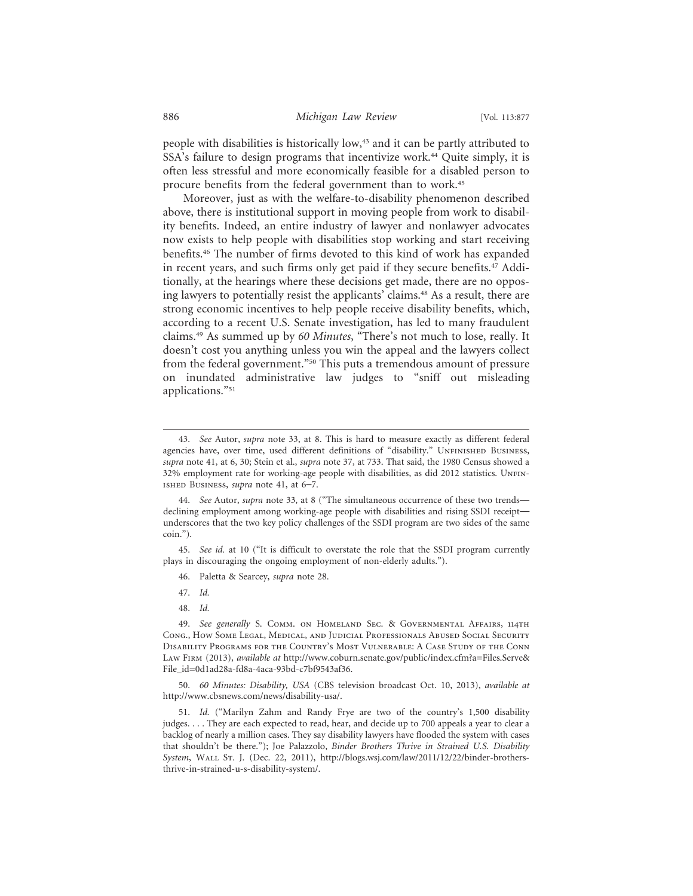people with disabilities is historically low,[43] and it can be partly attributed to SSA's failure to design programs that incentivize work.[44] Quite simply, it is often less stressful and more economically feasible for a disabled person to procure benefits from the federal government than to work.[45]

Moreover, just as with the welfare-to-disability phenomenon described above, there is institutional support in moving people from work to disability benefits. Indeed, an entire industry of lawyer and nonlawyer advocates now exists to help people with disabilities stop working and start receiving benefits.[46] The number of firms devoted to this kind of work has expanded in recent years, and such firms only get paid if they secure benefits.[47] Additionally, at the hearings where these decisions get made, there are no opposing lawyers to potentially resist the applicants' claims.[48] As a result, there are strong economic incentives to help people receive disability benefits, which, according to a recent U.S. Senate investigation, has led to many fraudulent claims.[49] As summed up by *60 Minutes*, "There's not much to lose, really. It doesn't cost you anything unless you win the appeal and the lawyers collect from the federal government."[50] This puts a tremendous amount of pressure on inundated administrative law judges to "sniff out misleading applications."[51]

---

43. *See* Autor, *supra* note 33, at 8. This is hard to measure exactly as different federal agencies have, over time, used different definitions of "disability." Unfinished Business, *supra* note 41, at 6, 30; Stein et al., *supra* note 37, at 733. That said, the 1980 Census showed a 32% employment rate for working-age people with disabilities, as did 2012 statistics. Unfinished Business, *supra* note 41, at 6–7.

44. *See* Autor, *supra* note 33, at 8 ("The simultaneous occurrence of these two trends—declining employment among working-age people with disabilities and rising SSDI receipt—underscores that the two key policy challenges of the SSDI program are two sides of the same coin.").

45. *See id.* at 10 ("It is difficult to overstate the role that the SSDI program currently plays in discouraging the ongoing employment of non-elderly adults.").

46. Paletta & Searcey, *supra* note 28.

47. *Id.*

48. *Id.*

49. *See generally* S. Comm. on Homeland Sec. & Governmental Affairs, 114th Cong., How Some Legal, Medical, and Judicial Professionals Abused Social Security Disability Programs for the Country's Most Vulnerable: A Case Study of the Conn Law Firm (2013), *available at* http://www.coburn.senate.gov/public/index.cfm?a=Files.Serve&File_id=0d1ad28a-fd8a-4aca-93bd-c7bf9543af36.

50. *60 Minutes: Disability, USA* (CBS television broadcast Oct. 10, 2013), *available at* http://www.cbsnews.com/news/disability-usa/.

51. *Id.* ("Marilyn Zahm and Randy Frye are two of the country's 1,500 disability judges. . . . They are each expected to read, hear, and decide up to 700 appeals a year to clear a backlog of nearly a million cases. They say disability lawyers have flooded the system with cases that shouldn't be there."); Joe Palazzolo, *Binder Brothers Thrive in Strained U.S. Disability System*, Wall St. J. (Dec. 22, 2011), http://blogs.wsj.com/law/2011/12/22/binder-brothers-thrive-in-strained-u-s-disability-system/.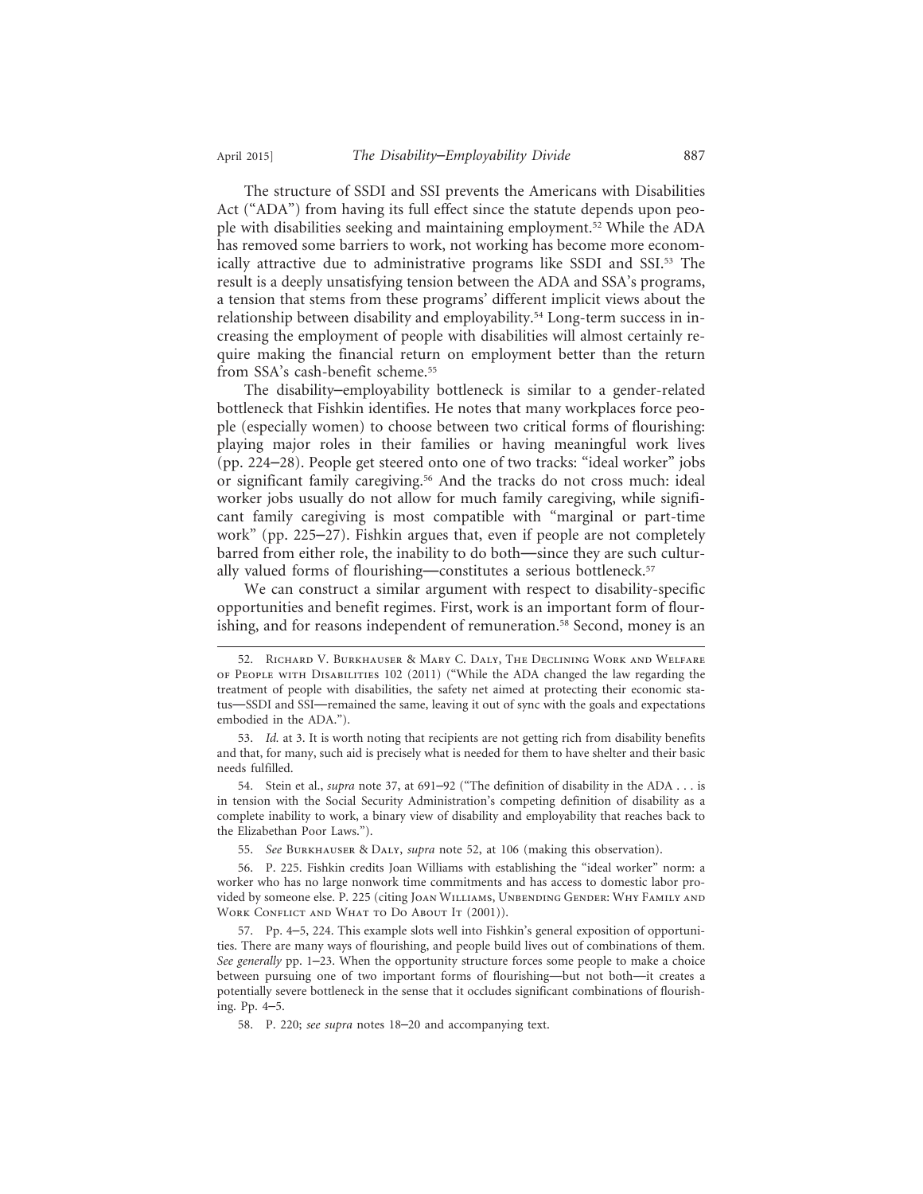The structure of SSDI and SSI prevents the Americans with Disabilities Act ("ADA") from having its full effect since the statute depends upon people with disabilities seeking and maintaining employment.[52] While the ADA has removed some barriers to work, not working has become more economically attractive due to administrative programs like SSDI and SSI.[53] The result is a deeply unsatisfying tension between the ADA and SSA's programs, a tension that stems from these programs' different implicit views about the relationship between disability and employability.[54] Long-term success in increasing the employment of people with disabilities will almost certainly require making the financial return on employment better than the return from SSA's cash-benefit scheme.[55]

The disability–employability bottleneck is similar to a gender-related bottleneck that Fishkin identifies. He notes that many workplaces force people (especially women) to choose between two critical forms of flourishing: playing major roles in their families or having meaningful work lives (pp. 224–28). People get steered onto one of two tracks: "ideal worker" jobs or significant family caregiving.[56] And the tracks do not cross much: ideal worker jobs usually do not allow for much family caregiving, while significant family caregiving is most compatible with "marginal or part-time work" (pp. 225–27). Fishkin argues that, even if people are not completely barred from either role, the inability to do both—since they are such culturally valued forms of flourishing—constitutes a serious bottleneck.[57]

We can construct a similar argument with respect to disability-specific opportunities and benefit regimes. First, work is an important form of flourishing, and for reasons independent of remuneration.[58] Second, money is an

---

52. Richard V. Burkhauser & Mary C. Daly, The Declining Work and Welfare of People with Disabilities 102 (2011) ("While the ADA changed the law regarding the treatment of people with disabilities, the safety net aimed at protecting their economic status—SSDI and SSI—remained the same, leaving it out of sync with the goals and expectations embodied in the ADA.").

53. *Id.* at 3. It is worth noting that recipients are not getting rich from disability benefits and that, for many, such aid is precisely what is needed for them to have shelter and their basic needs fulfilled.

54. Stein et al., *supra* note 37, at 691–92 ("The definition of disability in the ADA . . . is in tension with the Social Security Administration's competing definition of disability as a complete inability to work, a binary view of disability and employability that reaches back to the Elizabethan Poor Laws.").

55. *See* Burkhauser & Daly, *supra* note 52, at 106 (making this observation).

56. P. 225. Fishkin credits Joan Williams with establishing the "ideal worker" norm: a worker who has no large nonwork time commitments and has access to domestic labor provided by someone else. P. 225 (citing Joan Williams, Unbending Gender: Why Family and Work Conflict and What to Do About It (2001)).

57. Pp. 4–5, 224. This example slots well into Fishkin's general exposition of opportunities. There are many ways of flourishing, and people build lives out of combinations of them. *See generally* pp. 1–23. When the opportunity structure forces some people to make a choice between pursuing one of two important forms of flourishing—but not both—it creates a potentially severe bottleneck in the sense that it occludes significant combinations of flourishing. Pp. 4–5.

58. P. 220; *see supra* notes 18–20 and accompanying text.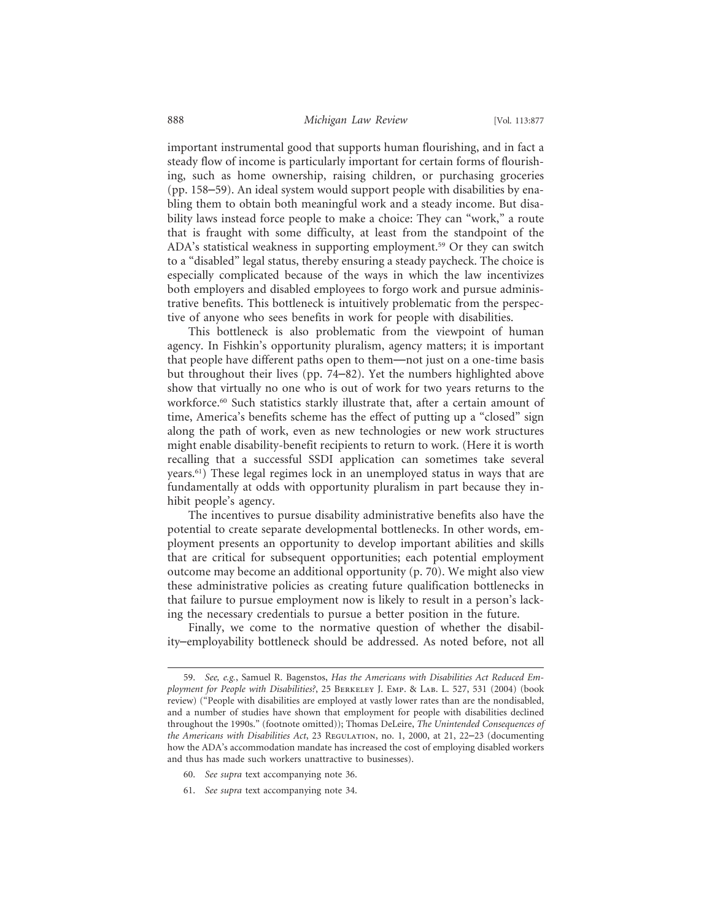important instrumental good that supports human flourishing, and in fact a steady flow of income is particularly important for certain forms of flourishing, such as home ownership, raising children, or purchasing groceries (pp. 158–59). An ideal system would support people with disabilities by enabling them to obtain both meaningful work and a steady income. But disability laws instead force people to make a choice: They can "work," a route that is fraught with some difficulty, at least from the standpoint of the ADA's statistical weakness in supporting employment.[59] Or they can switch to a "disabled" legal status, thereby ensuring a steady paycheck. The choice is especially complicated because of the ways in which the law incentivizes both employers and disabled employees to forgo work and pursue administrative benefits. This bottleneck is intuitively problematic from the perspective of anyone who sees benefits in work for people with disabilities.

This bottleneck is also problematic from the viewpoint of human agency. In Fishkin's opportunity pluralism, agency matters; it is important that people have different paths open to them—not just on a one-time basis but throughout their lives (pp. 74–82). Yet the numbers highlighted above show that virtually no one who is out of work for two years returns to the workforce.[60] Such statistics starkly illustrate that, after a certain amount of time, America's benefits scheme has the effect of putting up a "closed" sign along the path of work, even as new technologies or new work structures might enable disability-benefit recipients to return to work. (Here it is worth recalling that a successful SSDI application can sometimes take several years.[61]) These legal regimes lock in an unemployed status in ways that are fundamentally at odds with opportunity pluralism in part because they inhibit people's agency.

The incentives to pursue disability administrative benefits also have the potential to create separate developmental bottlenecks. In other words, employment presents an opportunity to develop important abilities and skills that are critical for subsequent opportunities; each potential employment outcome may become an additional opportunity (p. 70). We might also view these administrative policies as creating future qualification bottlenecks in that failure to pursue employment now is likely to result in a person's lacking the necessary credentials to pursue a better position in the future.

Finally, we come to the normative question of whether the disability–employability bottleneck should be addressed. As noted before, not all

---

59. *See, e.g.*, Samuel R. Bagenstos, *Has the Americans with Disabilities Act Reduced Employment for People with Disabilities?*, 25 Berkeley J. Emp. & Lab. L. 527, 531 (2004) (book review) ("People with disabilities are employed at vastly lower rates than are the nondisabled, and a number of studies have shown that employment for people with disabilities declined throughout the 1990s." (footnote omitted)); Thomas DeLeire, *The Unintended Consequences of the Americans with Disabilities Act*, 23 Regulation, no. 1, 2000, at 21, 22–23 (documenting how the ADA's accommodation mandate has increased the cost of employing disabled workers and thus has made such workers unattractive to businesses).

60. *See supra* text accompanying note 36.

61. *See supra* text accompanying note 34.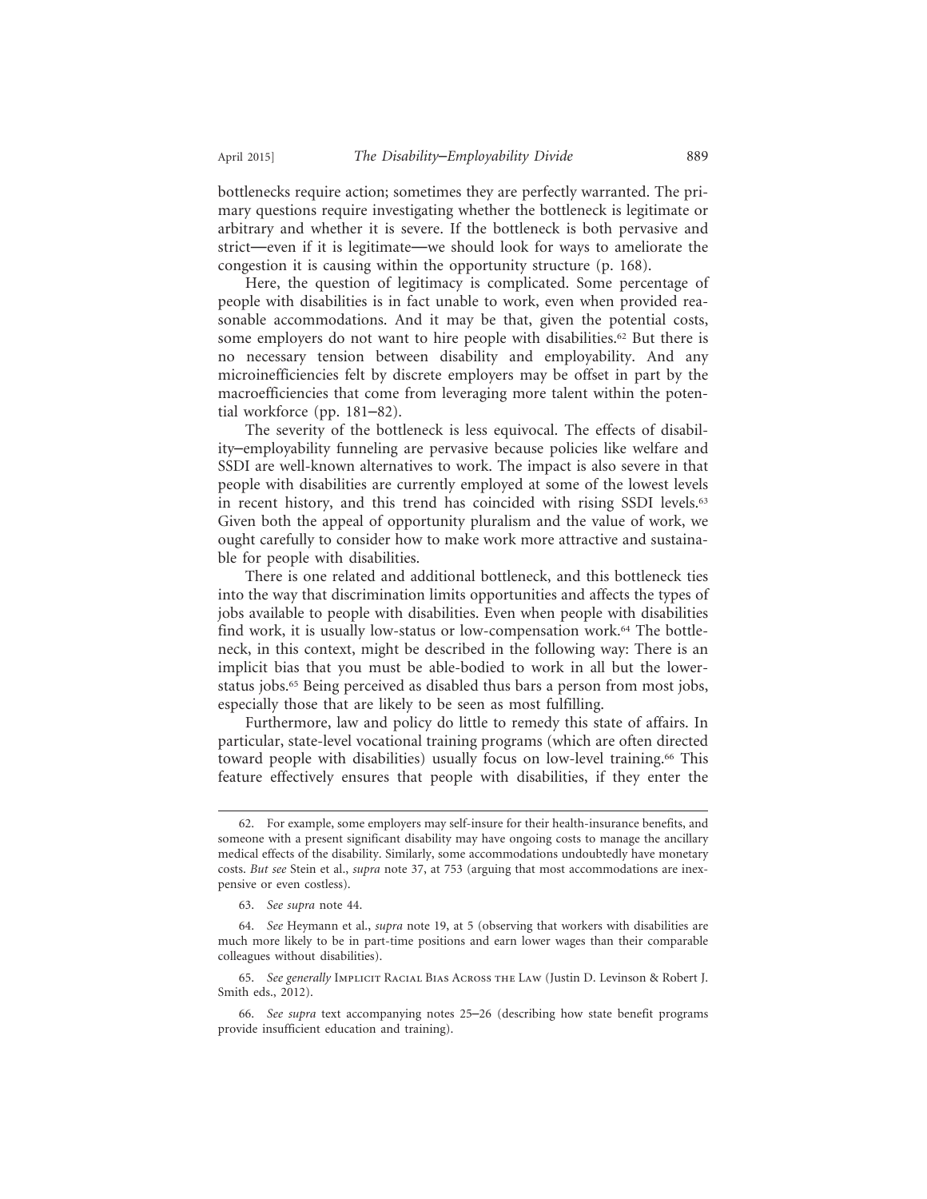bottlenecks require action; sometimes they are perfectly warranted. The primary questions require investigating whether the bottleneck is legitimate or arbitrary and whether it is severe. If the bottleneck is both pervasive and strict—even if it is legitimate—we should look for ways to ameliorate the congestion it is causing within the opportunity structure (p. 168).

Here, the question of legitimacy is complicated. Some percentage of people with disabilities is in fact unable to work, even when provided reasonable accommodations. And it may be that, given the potential costs, some employers do not want to hire people with disabilities.[62] But there is no necessary tension between disability and employability. And any microinefficiencies felt by discrete employers may be offset in part by the macroefficiencies that come from leveraging more talent within the potential workforce (pp. 181–82).

The severity of the bottleneck is less equivocal. The effects of disability–employability funneling are pervasive because policies like welfare and SSDI are well-known alternatives to work. The impact is also severe in that people with disabilities are currently employed at some of the lowest levels in recent history, and this trend has coincided with rising SSDI levels.[63] Given both the appeal of opportunity pluralism and the value of work, we ought carefully to consider how to make work more attractive and sustainable for people with disabilities.

There is one related and additional bottleneck, and this bottleneck ties into the way that discrimination limits opportunities and affects the types of jobs available to people with disabilities. Even when people with disabilities find work, it is usually low-status or low-compensation work.[64] The bottleneck, in this context, might be described in the following way: There is an implicit bias that you must be able-bodied to work in all but the lower-status jobs.[65] Being perceived as disabled thus bars a person from most jobs, especially those that are likely to be seen as most fulfilling.

Furthermore, law and policy do little to remedy this state of affairs. In particular, state-level vocational training programs (which are often directed toward people with disabilities) usually focus on low-level training.[66] This feature effectively ensures that people with disabilities, if they enter the

---

62. For example, some employers may self-insure for their health-insurance benefits, and someone with a present significant disability may have ongoing costs to manage the ancillary medical effects of the disability. Similarly, some accommodations undoubtedly have monetary costs. *But see* Stein et al., *supra* note 37, at 753 (arguing that most accommodations are inexpensive or even costless).

63. *See supra* note 44.

64. *See* Heymann et al., *supra* note 19, at 5 (observing that workers with disabilities are much more likely to be in part-time positions and earn lower wages than their comparable colleagues without disabilities).

65. *See generally* Implicit Racial Bias Across the Law (Justin D. Levinson & Robert J. Smith eds., 2012).

66. *See supra* text accompanying notes 25–26 (describing how state benefit programs provide insufficient education and training).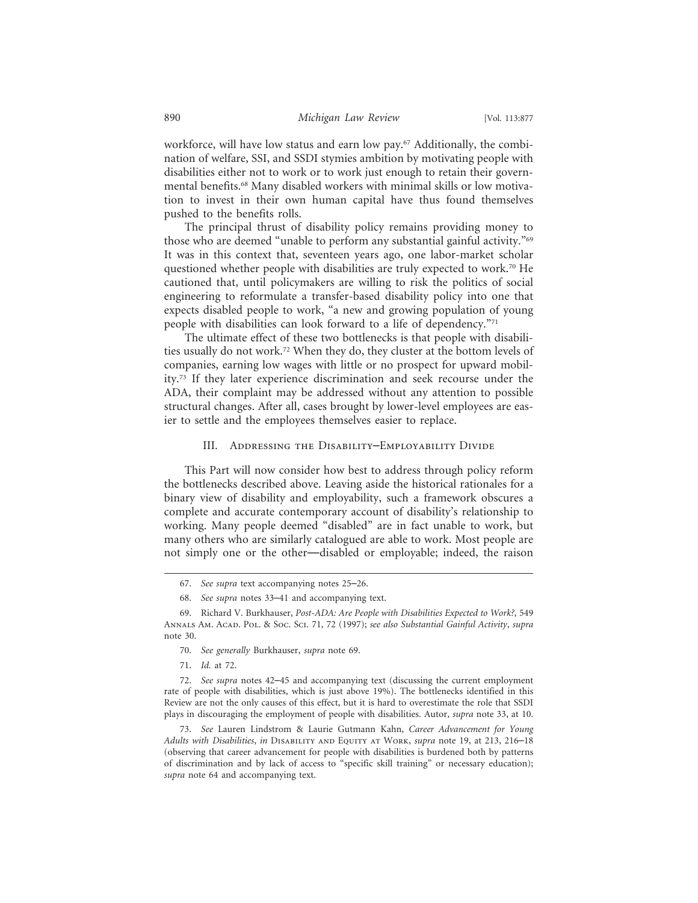workforce, will have low status and earn low pay.[67] Additionally, the combination of welfare, SSI, and SSDI stymies ambition by motivating people with disabilities either not to work or to work just enough to retain their governmental benefits.[68] Many disabled workers with minimal skills or low motivation to invest in their own human capital have thus found themselves pushed to the benefits rolls.

The principal thrust of disability policy remains providing money to those who are deemed "unable to perform any substantial gainful activity."[69] It was in this context that, seventeen years ago, one labor-market scholar questioned whether people with disabilities are truly expected to work.[70] He cautioned that, until policymakers are willing to risk the politics of social engineering to reformulate a transfer-based disability policy into one that expects disabled people to work, "a new and growing population of young people with disabilities can look forward to a life of dependency."[71]

The ultimate effect of these two bottlenecks is that people with disabilities usually do not work.[72] When they do, they cluster at the bottom levels of companies, earning low wages with little or no prospect for upward mobility.[73] If they later experience discrimination and seek recourse under the ADA, their complaint may be addressed without any attention to possible structural changes. After all, cases brought by lower-level employees are easier to settle and the employees themselves easier to replace.

## III. Addressing the Disability–Employability Divide

This Part will now consider how best to address through policy reform the bottlenecks described above. Leaving aside the historical rationales for a binary view of disability and employability, such a framework obscures a complete and accurate contemporary account of disability's relationship to working. Many people deemed "disabled" are in fact unable to work, but many others who are similarly catalogued are able to work. Most people are not simply one or the other—disabled or employable; indeed, the raison

---

67. *See supra* text accompanying notes 25–26.

68. *See supra* notes 33–41 and accompanying text.

69. Richard V. Burkhauser, *Post-ADA: Are People with Disabilities Expected to Work?*, 549 Annals Am. Acad. Pol. & Soc. Sci. 71, 72 (1997); *see also Substantial Gainful Activity*, *supra* note 30.

70. *See generally* Burkhauser, *supra* note 69.

71. *Id.* at 72.

72. *See supra* notes 42–45 and accompanying text (discussing the current employment rate of people with disabilities, which is just above 19%). The bottlenecks identified in this Review are not the only causes of this effect, but it is hard to overestimate the role that SSDI plays in discouraging the employment of people with disabilities. Autor, *supra* note 33, at 10.

73. *See* Lauren Lindstrom & Laurie Gutmann Kahn, *Career Advancement for Young Adults with Disabilities*, *in* Disability and Equity at Work, *supra* note 19, at 213, 216–18 (observing that career advancement for people with disabilities is burdened both by patterns of discrimination and by lack of access to "specific skill training" or necessary education); *supra* note 64 and accompanying text.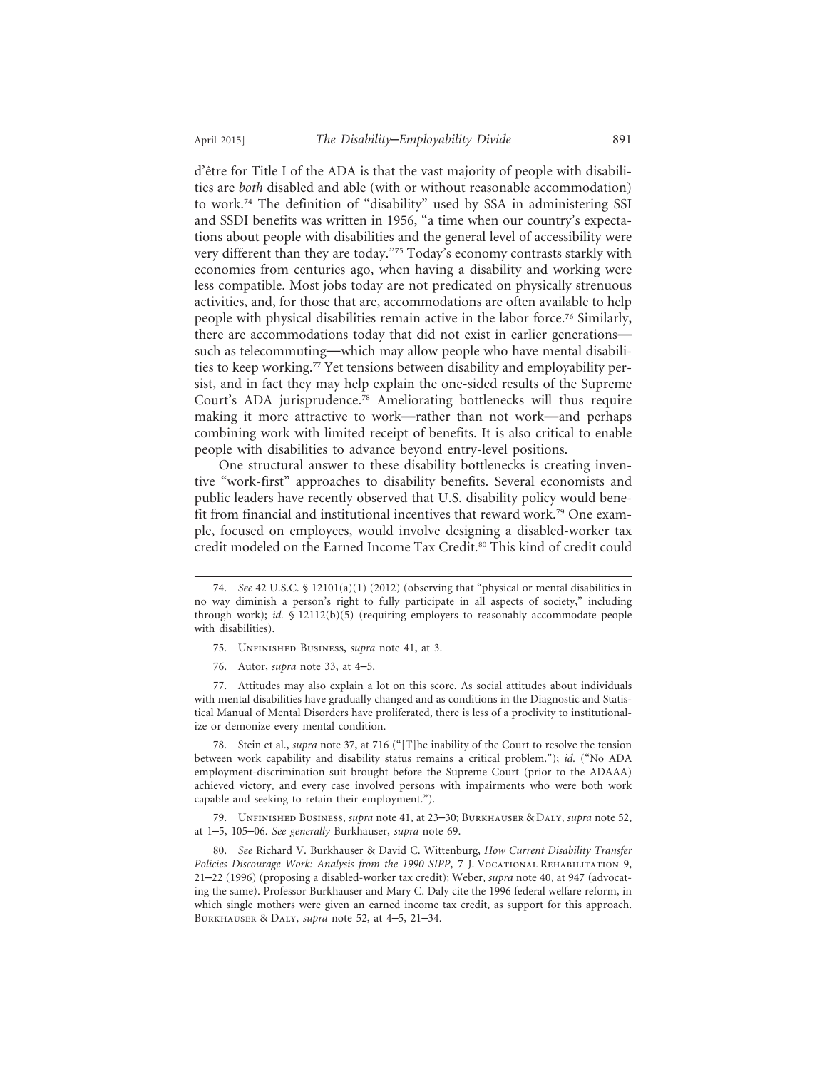d'être for Title I of the ADA is that the vast majority of people with disabilities are *both* disabled and able (with or without reasonable accommodation) to work.[74] The definition of "disability" used by SSA in administering SSI and SSDI benefits was written in 1956, "a time when our country's expectations about people with disabilities and the general level of accessibility were very different than they are today."[75] Today's economy contrasts starkly with economies from centuries ago, when having a disability and working were less compatible. Most jobs today are not predicated on physically strenuous activities, and, for those that are, accommodations are often available to help people with physical disabilities remain active in the labor force.[76] Similarly, there are accommodations today that did not exist in earlier generations—such as telecommuting—which may allow people who have mental disabilities to keep working.[77] Yet tensions between disability and employability persist, and in fact they may help explain the one-sided results of the Supreme Court's ADA jurisprudence.[78] Ameliorating bottlenecks will thus require making it more attractive to work—rather than not work—and perhaps combining work with limited receipt of benefits. It is also critical to enable people with disabilities to advance beyond entry-level positions.

One structural answer to these disability bottlenecks is creating inventive "work-first" approaches to disability benefits. Several economists and public leaders have recently observed that U.S. disability policy would benefit from financial and institutional incentives that reward work.[79] One example, focused on employees, would involve designing a disabled-worker tax credit modeled on the Earned Income Tax Credit.[80] This kind of credit could

---

74. *See* 42 U.S.C. § 12101(a)(1) (2012) (observing that "physical or mental disabilities in no way diminish a person's right to fully participate in all aspects of society," including through work); *id.* § 12112(b)(5) (requiring employers to reasonably accommodate people with disabilities).

75. Unfinished Business, *supra* note 41, at 3.

76. Autor, *supra* note 33, at 4–5.

77. Attitudes may also explain a lot on this score. As social attitudes about individuals with mental disabilities have gradually changed and as conditions in the Diagnostic and Statistical Manual of Mental Disorders have proliferated, there is less of a proclivity to institutionalize or demonize every mental condition.

78. Stein et al., *supra* note 37, at 716 ("[T]he inability of the Court to resolve the tension between work capability and disability status remains a critical problem."); *id.* ("No ADA employment-discrimination suit brought before the Supreme Court (prior to the ADAAA) achieved victory, and every case involved persons with impairments who were both work capable and seeking to retain their employment.").

79. Unfinished Business, *supra* note 41, at 23–30; Burkhauser & Daly, *supra* note 52, at 1–5, 105–06. *See generally* Burkhauser, *supra* note 69.

80. *See* Richard V. Burkhauser & David C. Wittenburg, *How Current Disability Transfer Policies Discourage Work: Analysis from the 1990 SIPP*, 7 J. Vocational Rehabilitation 9, 21–22 (1996) (proposing a disabled-worker tax credit); Weber, *supra* note 40, at 947 (advocating the same). Professor Burkhauser and Mary C. Daly cite the 1996 federal welfare reform, in which single mothers were given an earned income tax credit, as support for this approach. Burkhauser & Daly, *supra* note 52, at 4–5, 21–34.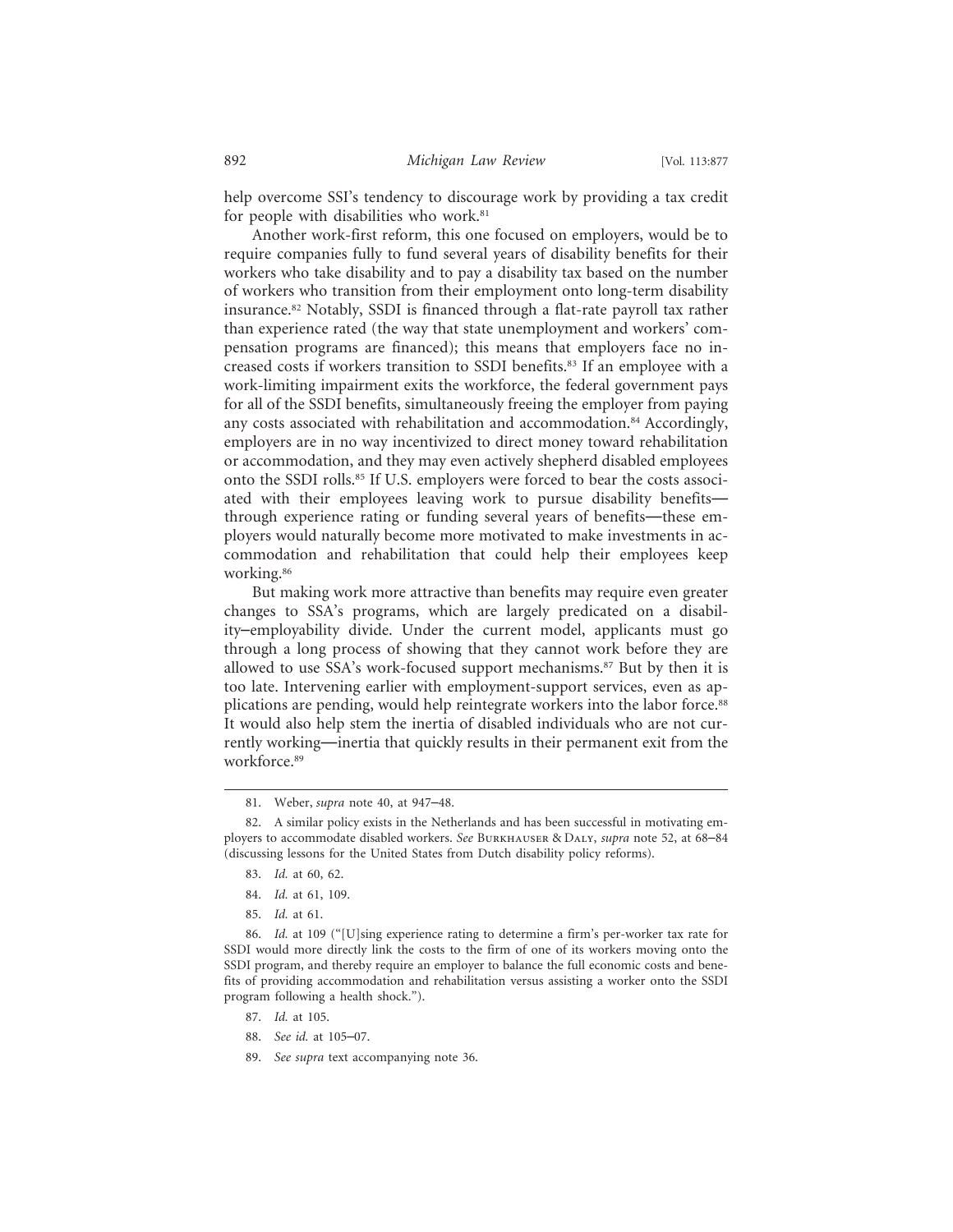help overcome SSI's tendency to discourage work by providing a tax credit for people with disabilities who work.[81]

Another work-first reform, this one focused on employers, would be to require companies fully to fund several years of disability benefits for their workers who take disability and to pay a disability tax based on the number of workers who transition from their employment onto long-term disability insurance.[82] Notably, SSDI is financed through a flat-rate payroll tax rather than experience rated (the way that state unemployment and workers' compensation programs are financed); this means that employers face no increased costs if workers transition to SSDI benefits.[83] If an employee with a work-limiting impairment exits the workforce, the federal government pays for all of the SSDI benefits, simultaneously freeing the employer from paying any costs associated with rehabilitation and accommodation.[84] Accordingly, employers are in no way incentivized to direct money toward rehabilitation or accommodation, and they may even actively shepherd disabled employees onto the SSDI rolls.[85] If U.S. employers were forced to bear the costs associated with their employees leaving work to pursue disability benefits—through experience rating or funding several years of benefits—these employers would naturally become more motivated to make investments in accommodation and rehabilitation that could help their employees keep working.[86]

But making work more attractive than benefits may require even greater changes to SSA's programs, which are largely predicated on a disability–employability divide. Under the current model, applicants must go through a long process of showing that they cannot work before they are allowed to use SSA's work-focused support mechanisms.[87] But by then it is too late. Intervening earlier with employment-support services, even as applications are pending, would help reintegrate workers into the labor force.[88] It would also help stem the inertia of disabled individuals who are not currently working—inertia that quickly results in their permanent exit from the workforce.[89]

---

81. Weber, *supra* note 40, at 947–48.

82. A similar policy exists in the Netherlands and has been successful in motivating employers to accommodate disabled workers. *See* Burkhauser & Daly, *supra* note 52, at 68–84 (discussing lessons for the United States from Dutch disability policy reforms).

83. *Id.* at 60, 62.

84. *Id.* at 61, 109.

85. *Id.* at 61.

86. *Id.* at 109 ("[U]sing experience rating to determine a firm's per-worker tax rate for SSDI would more directly link the costs to the firm of one of its workers moving onto the SSDI program, and thereby require an employer to balance the full economic costs and benefits of providing accommodation and rehabilitation versus assisting a worker onto the SSDI program following a health shock.").

87. *Id.* at 105.

88. *See id.* at 105–07.

89. *See supra* text accompanying note 36.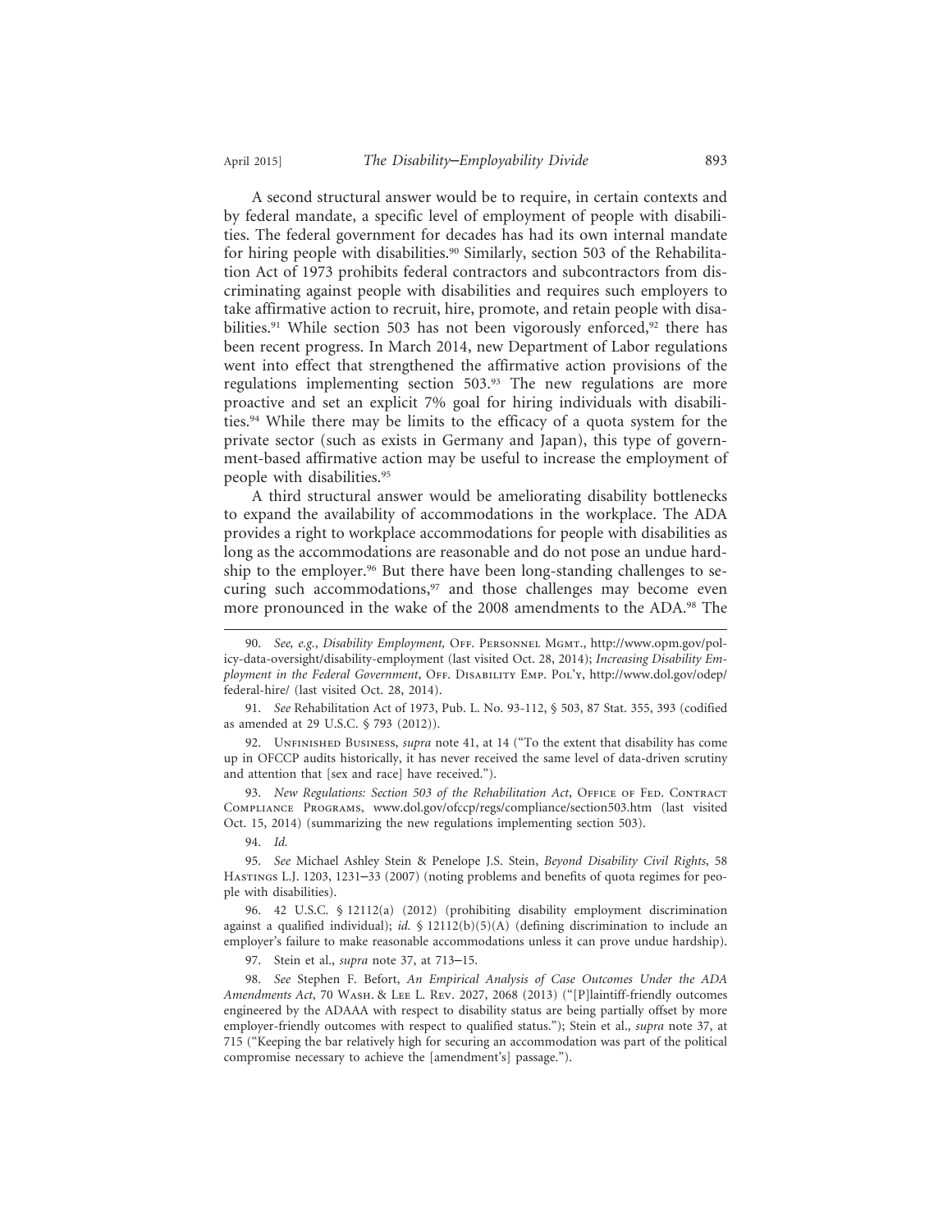A second structural answer would be to require, in certain contexts and by federal mandate, a specific level of employment of people with disabilities. The federal government for decades has had its own internal mandate for hiring people with disabilities.[90] Similarly, section 503 of the Rehabilitation Act of 1973 prohibits federal contractors and subcontractors from discriminating against people with disabilities and requires such employers to take affirmative action to recruit, hire, promote, and retain people with disabilities.[91] While section 503 has not been vigorously enforced,[92] there has been recent progress. In March 2014, new Department of Labor regulations went into effect that strengthened the affirmative action provisions of the regulations implementing section 503.[93] The new regulations are more proactive and set an explicit 7% goal for hiring individuals with disabilities.[94] While there may be limits to the efficacy of a quota system for the private sector (such as exists in Germany and Japan), this type of government-based affirmative action may be useful to increase the employment of people with disabilities.[95]

A third structural answer would be ameliorating disability bottlenecks to expand the availability of accommodations in the workplace. The ADA provides a right to workplace accommodations for people with disabilities as long as the accommodations are reasonable and do not pose an undue hardship to the employer.[96] But there have been long-standing challenges to securing such accommodations,[97] and those challenges may become even more pronounced in the wake of the 2008 amendments to the ADA.[98] The

90. *See, e.g.*, *Disability Employment,* Off. Personnel Mgmt., http://www.opm.gov/policy-data-oversight/disability-employment (last visited Oct. 28, 2014); *Increasing Disability Employment in the Federal Government*, Off. Disability Emp. Pol'y, http://www.dol.gov/odep/federal-hire/ (last visited Oct. 28, 2014).

91. *See* Rehabilitation Act of 1973, Pub. L. No. 93-112, § 503, 87 Stat. 355, 393 (codified as amended at 29 U.S.C. § 793 (2012)).

92. Unfinished Business, *supra* note 41, at 14 ("To the extent that disability has come up in OFCCP audits historically, it has never received the same level of data-driven scrutiny and attention that [sex and race] have received.").

93. *New Regulations: Section 503 of the Rehabilitation Act*, Office of Fed. Contract Compliance Programs, www.dol.gov/ofccp/regs/compliance/section503.htm (last visited Oct. 15, 2014) (summarizing the new regulations implementing section 503).

94. *Id.*

95. *See* Michael Ashley Stein & Penelope J.S. Stein, *Beyond Disability Civil Rights*, 58 Hastings L.J. 1203, 1231–33 (2007) (noting problems and benefits of quota regimes for people with disabilities).

96. 42 U.S.C. § 12112(a) (2012) (prohibiting disability employment discrimination against a qualified individual); *id.* § 12112(b)(5)(A) (defining discrimination to include an employer's failure to make reasonable accommodations unless it can prove undue hardship).

97. Stein et al., *supra* note 37, at 713–15.

98. *See* Stephen F. Befort, *An Empirical Analysis of Case Outcomes Under the ADA Amendments Act*, 70 Wash. & Lee L. Rev. 2027, 2068 (2013) ("[P]laintiff-friendly outcomes engineered by the ADAAA with respect to disability status are being partially offset by more employer-friendly outcomes with respect to qualified status."); Stein et al., *supra* note 37, at 715 ("Keeping the bar relatively high for securing an accommodation was part of the political compromise necessary to achieve the [amendment's] passage.").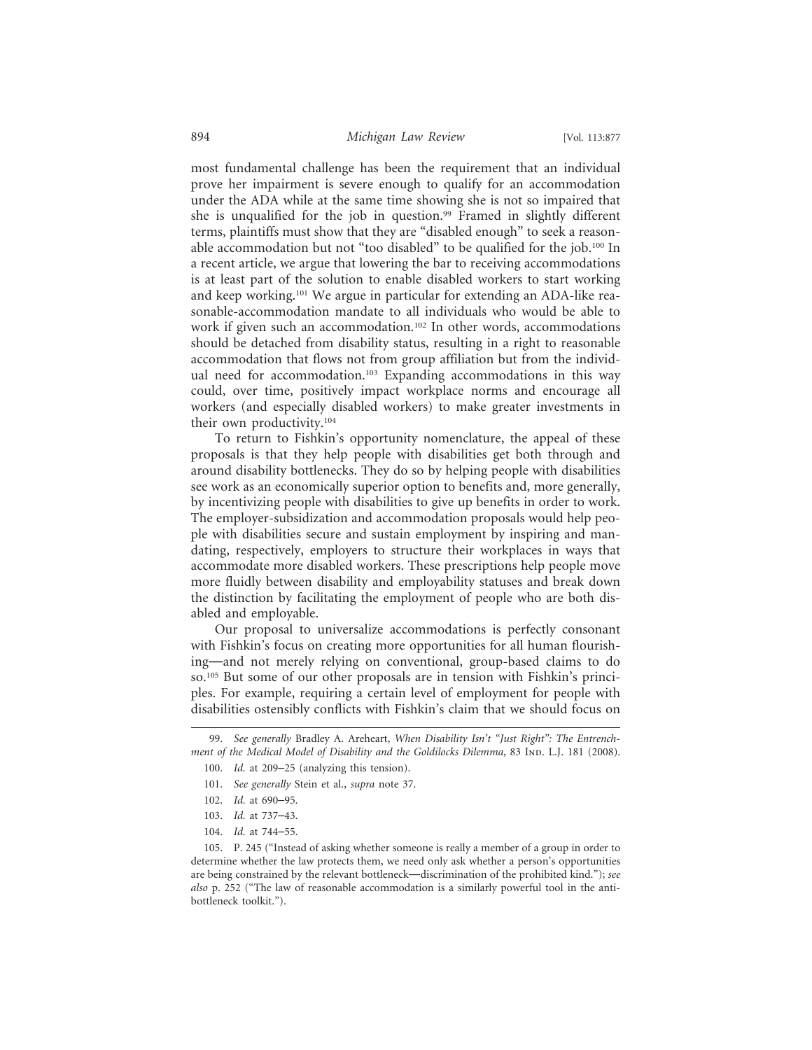most fundamental challenge has been the requirement that an individual prove her impairment is severe enough to qualify for an accommodation under the ADA while at the same time showing she is not so impaired that she is unqualified for the job in question.[99] Framed in slightly different terms, plaintiffs must show that they are "disabled enough" to seek a reasonable accommodation but not "too disabled" to be qualified for the job.[100] In a recent article, we argue that lowering the bar to receiving accommodations is at least part of the solution to enable disabled workers to start working and keep working.[101] We argue in particular for extending an ADA-like reasonable-accommodation mandate to all individuals who would be able to work if given such an accommodation.[102] In other words, accommodations should be detached from disability status, resulting in a right to reasonable accommodation that flows not from group affiliation but from the individual need for accommodation.[103] Expanding accommodations in this way could, over time, positively impact workplace norms and encourage all workers (and especially disabled workers) to make greater investments in their own productivity.[104]

To return to Fishkin's opportunity nomenclature, the appeal of these proposals is that they help people with disabilities get both through and around disability bottlenecks. They do so by helping people with disabilities see work as an economically superior option to benefits and, more generally, by incentivizing people with disabilities to give up benefits in order to work. The employer-subsidization and accommodation proposals would help people with disabilities secure and sustain employment by inspiring and mandating, respectively, employers to structure their workplaces in ways that accommodate more disabled workers. These prescriptions help people move more fluidly between disability and employability statuses and break down the distinction by facilitating the employment of people who are both disabled and employable.

Our proposal to universalize accommodations is perfectly consonant with Fishkin's focus on creating more opportunities for all human flourishing—and not merely relying on conventional, group-based claims to do so.[105] But some of our other proposals are in tension with Fishkin's principles. For example, requiring a certain level of employment for people with disabilities ostensibly conflicts with Fishkin's claim that we should focus on

---

99. *See generally* Bradley A. Areheart, *When Disability Isn't "Just Right": The Entrenchment of the Medical Model of Disability and the Goldilocks Dilemma*, 83 Ind. L.J. 181 (2008).

100. *Id.* at 209–25 (analyzing this tension).

101. *See generally* Stein et al., *supra* note 37.

102. *Id.* at 690–95.

103. *Id.* at 737–43.

104. *Id.* at 744–55.

105. P. 245 ("Instead of asking whether someone is really a member of a group in order to determine whether the law protects them, we need only ask whether a person's opportunities are being constrained by the relevant bottleneck—discrimination of the prohibited kind."); *see also* p. 252 ("The law of reasonable accommodation is a similarly powerful tool in the anti-bottleneck toolkit.").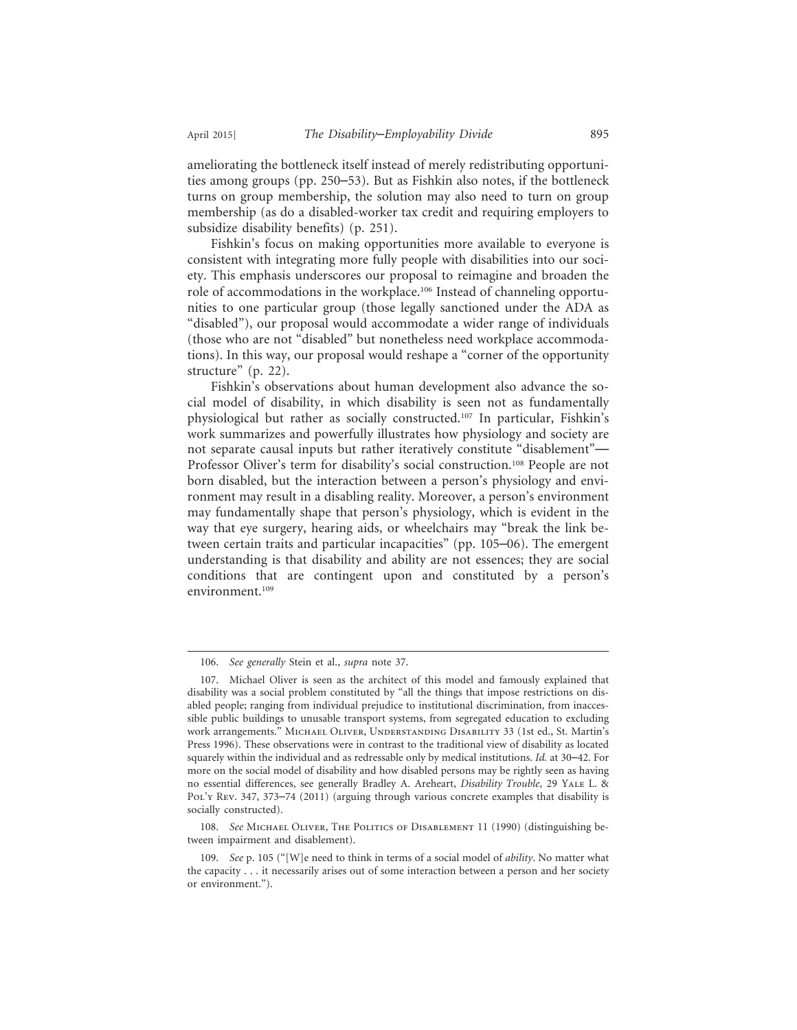ameliorating the bottleneck itself instead of merely redistributing opportunities among groups (pp. 250–53). But as Fishkin also notes, if the bottleneck turns on group membership, the solution may also need to turn on group membership (as do a disabled-worker tax credit and requiring employers to subsidize disability benefits) (p. 251).

Fishkin's focus on making opportunities more available to everyone is consistent with integrating more fully people with disabilities into our society. This emphasis underscores our proposal to reimagine and broaden the role of accommodations in the workplace.[106] Instead of channeling opportunities to one particular group (those legally sanctioned under the ADA as "disabled"), our proposal would accommodate a wider range of individuals (those who are not "disabled" but nonetheless need workplace accommodations). In this way, our proposal would reshape a "corner of the opportunity structure" (p. 22).

Fishkin's observations about human development also advance the social model of disability, in which disability is seen not as fundamentally physiological but rather as socially constructed.[107] In particular, Fishkin's work summarizes and powerfully illustrates how physiology and society are not separate causal inputs but rather iteratively constitute "disablement"—Professor Oliver's term for disability's social construction.[108] People are not born disabled, but the interaction between a person's physiology and environment may result in a disabling reality. Moreover, a person's environment may fundamentally shape that person's physiology, which is evident in the way that eye surgery, hearing aids, or wheelchairs may "break the link between certain traits and particular incapacities" (pp. 105–06). The emergent understanding is that disability and ability are not essences; they are social conditions that are contingent upon and constituted by a person's environment.[109]

---

106. *See generally* Stein et al., *supra* note 37.

107. Michael Oliver is seen as the architect of this model and famously explained that disability was a social problem constituted by "all the things that impose restrictions on disabled people; ranging from individual prejudice to institutional discrimination, from inaccessible public buildings to unusable transport systems, from segregated education to excluding work arrangements." Michael Oliver, Understanding Disability 33 (1st ed., St. Martin's Press 1996). These observations were in contrast to the traditional view of disability as located squarely within the individual and as redressable only by medical institutions. *Id.* at 30–42. For more on the social model of disability and how disabled persons may be rightly seen as having no essential differences, see generally Bradley A. Areheart, *Disability Trouble*, 29 Yale L. & Pol'y Rev. 347, 373–74 (2011) (arguing through various concrete examples that disability is socially constructed).

108. *See* Michael Oliver, The Politics of Disablement 11 (1990) (distinguishing between impairment and disablement).

109. *See* p. 105 ("[W]e need to think in terms of a social model of *ability*. No matter what the capacity . . . it necessarily arises out of some interaction between a person and her society or environment.").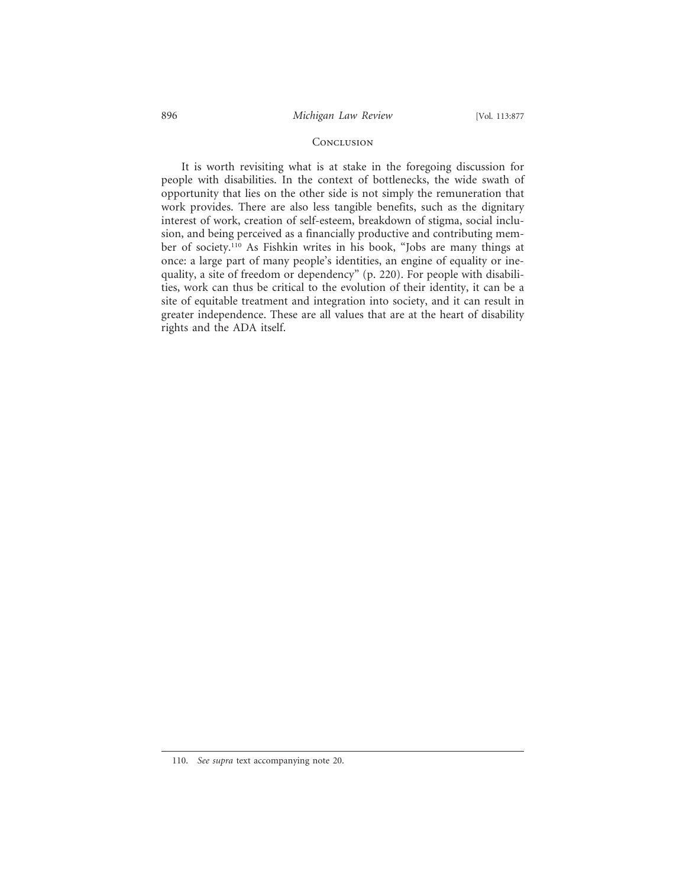## Conclusion

It is worth revisiting what is at stake in the foregoing discussion for people with disabilities. In the context of bottlenecks, the wide swath of opportunity that lies on the other side is not simply the remuneration that work provides. There are also less tangible benefits, such as the dignitary interest of work, creation of self-esteem, breakdown of stigma, social inclusion, and being perceived as a financially productive and contributing member of society.[110] As Fishkin writes in his book, "Jobs are many things at once: a large part of many people's identities, an engine of equality or inequality, a site of freedom or dependency" (p. 220). For people with disabilities, work can thus be critical to the evolution of their identity, it can be a site of equitable treatment and integration into society, and it can result in greater independence. These are all values that are at the heart of disability rights and the ADA itself.

---

110. *See supra* text accompanying note 20.